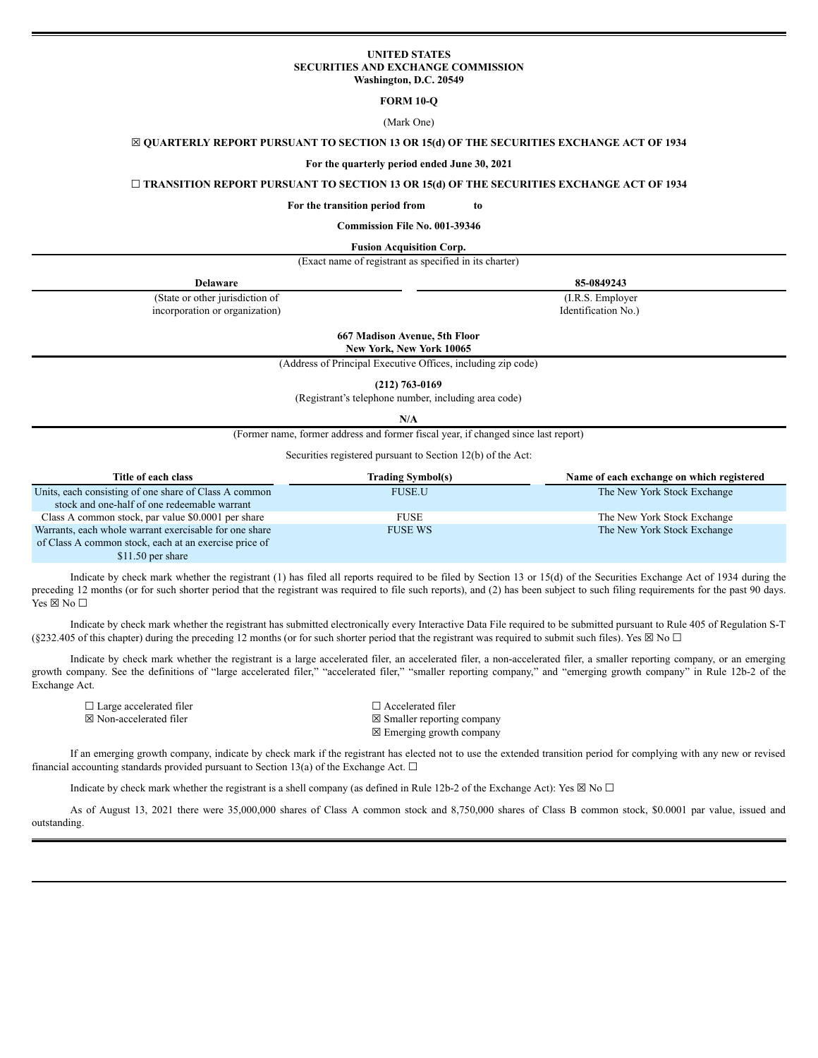**UNITED STATES**
**SECURITIES AND EXCHANGE COMMISSION**
**Washington, D.C. 20549**

**FORM 10-Q**

(Mark One)

☒ **QUARTERLY REPORT PURSUANT TO SECTION 13 OR 15(d) OF THE SECURITIES EXCHANGE ACT OF 1934**

**For the quarterly period ended June 30, 2021**

☐ **TRANSITION REPORT PURSUANT TO SECTION 13 OR 15(d) OF THE SECURITIES EXCHANGE ACT OF 1934**

**For the transition period from to**

**Commission File No. 001-39346**

**Fusion Acquisition Corp.**

(Exact name of registrant as specified in its charter)

| **Delaware** | **85-0849243** |
|---|---|
| (State or other jurisdiction of incorporation or organization) | (I.R.S. Employer Identification No.) |

**667 Madison Avenue, 5th Floor**
**New York, New York 10065**

(Address of Principal Executive Offices, including zip code)

**(212) 763-0169**

(Registrant's telephone number, including area code)

**N/A**

(Former name, former address and former fiscal year, if changed since last report)

Securities registered pursuant to Section 12(b) of the Act:

| Title of each class | Trading Symbol(s) | Name of each exchange on which registered |
|---|---|---|
| Units, each consisting of one share of Class A common stock and one-half of one redeemable warrant | FUSE.U | The New York Stock Exchange |
| Class A common stock, par value $0.0001 per share | FUSE | The New York Stock Exchange |
| Warrants, each whole warrant exercisable for one share of Class A common stock, each at an exercise price of $11.50 per share | FUSE WS | The New York Stock Exchange |

Indicate by check mark whether the registrant (1) has filed all reports required to be filed by Section 13 or 15(d) of the Securities Exchange Act of 1934 during the preceding 12 months (or for such shorter period that the registrant was required to file such reports), and (2) has been subject to such filing requirements for the past 90 days. Yes ☒ No ☐

Indicate by check mark whether the registrant has submitted electronically every Interactive Data File required to be submitted pursuant to Rule 405 of Regulation S-T (§232.405 of this chapter) during the preceding 12 months (or for such shorter period that the registrant was required to submit such files). Yes ☒ No ☐

Indicate by check mark whether the registrant is a large accelerated filer, an accelerated filer, a non-accelerated filer, a smaller reporting company, or an emerging growth company. See the definitions of "large accelerated filer," "accelerated filer," "smaller reporting company," and "emerging growth company" in Rule 12b-2 of the Exchange Act.

| | |
|---|---|
| ☐ Large accelerated filer | ☐ Accelerated filer |
| ☒ Non-accelerated filer | ☒ Smaller reporting company |
| | ☒ Emerging growth company |

If an emerging growth company, indicate by check mark if the registrant has elected not to use the extended transition period for complying with any new or revised financial accounting standards provided pursuant to Section 13(a) of the Exchange Act. ☐

Indicate by check mark whether the registrant is a shell company (as defined in Rule 12b-2 of the Exchange Act): Yes ☒ No ☐

As of August 13, 2021 there were 35,000,000 shares of Class A common stock and 8,750,000 shares of Class B common stock, $0.0001 par value, issued and outstanding.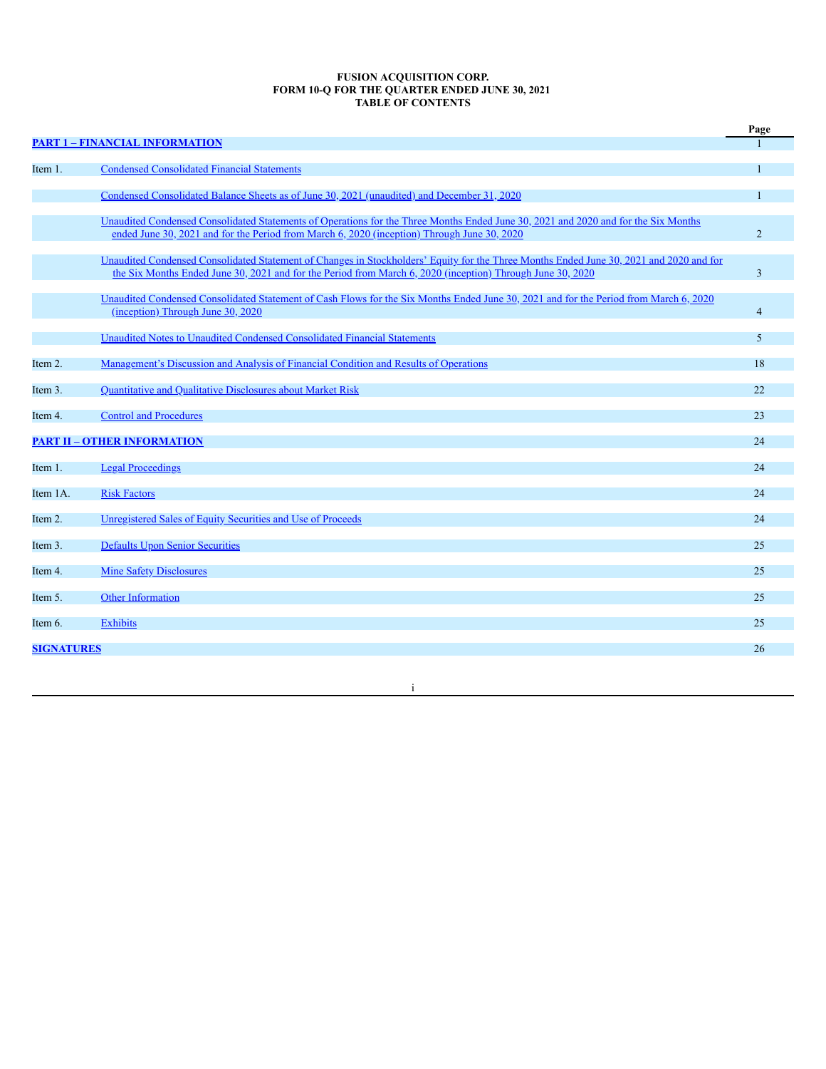**FUSION ACQUISITION CORP.**
**FORM 10-Q FOR THE QUARTER ENDED JUNE 30, 2021**
**TABLE OF CONTENTS**

| | | Page |
|---|---|---|
| **PART 1 – FINANCIAL INFORMATION** | | 1 |
| Item 1. | Condensed Consolidated Financial Statements | 1 |
| | Condensed Consolidated Balance Sheets as of June 30, 2021 (unaudited) and December 31, 2020 | 1 |
| | Unaudited Condensed Consolidated Statements of Operations for the Three Months Ended June 30, 2021 and 2020 and for the Six Months ended June 30, 2021 and for the Period from March 6, 2020 (inception) Through June 30, 2020 | 2 |
| | Unaudited Condensed Consolidated Statement of Changes in Stockholders' Equity for the Three Months Ended June 30, 2021 and 2020 and for the Six Months Ended June 30, 2021 and for the Period from March 6, 2020 (inception) Through June 30, 2020 | 3 |
| | Unaudited Condensed Consolidated Statement of Cash Flows for the Six Months Ended June 30, 2021 and for the Period from March 6, 2020 (inception) Through June 30, 2020 | 4 |
| | Unaudited Notes to Unaudited Condensed Consolidated Financial Statements | 5 |
| Item 2. | Management's Discussion and Analysis of Financial Condition and Results of Operations | 18 |
| Item 3. | Quantitative and Qualitative Disclosures about Market Risk | 22 |
| Item 4. | Control and Procedures | 23 |
| **PART II – OTHER INFORMATION** | | 24 |
| Item 1. | Legal Proceedings | 24 |
| Item 1A. | Risk Factors | 24 |
| Item 2. | Unregistered Sales of Equity Securities and Use of Proceeds | 24 |
| Item 3. | Defaults Upon Senior Securities | 25 |
| Item 4. | Mine Safety Disclosures | 25 |
| Item 5. | Other Information | 25 |
| Item 6. | Exhibits | 25 |
| **SIGNATURES** | | 26 |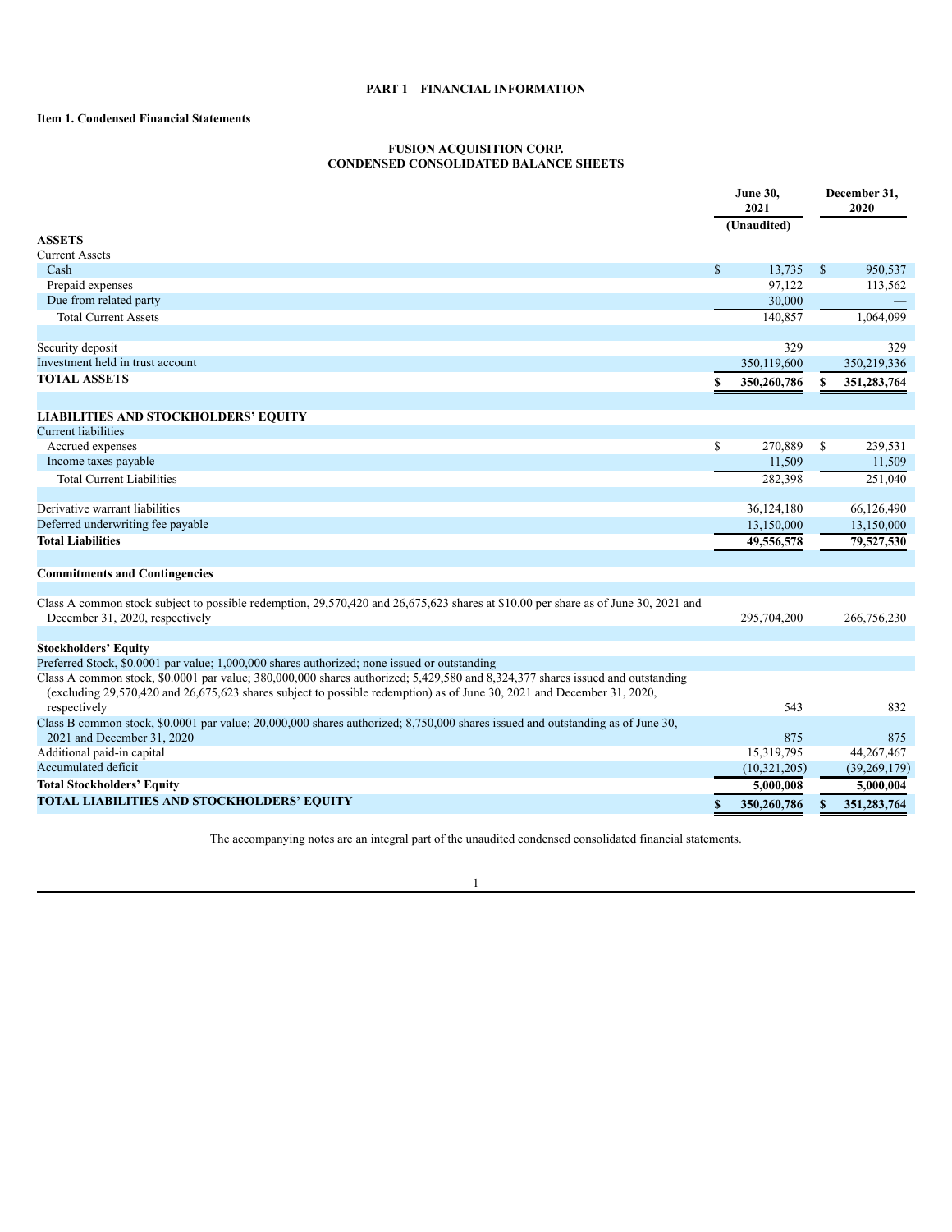**PART 1 – FINANCIAL INFORMATION**

**Item 1. Condensed Financial Statements**

**FUSION ACQUISITION CORP.**
**CONDENSED CONSOLIDATED BALANCE SHEETS**

| | June 30, 2021 | December 31, 2020 |
|---|---|---|
| | (Unaudited) | |
| **ASSETS** | | |
| Current Assets | | |
| Cash | $ 13,735 | $ 950,537 |
| Prepaid expenses | 97,122 | 113,562 |
| Due from related party | 30,000 | — |
| Total Current Assets | 140,857 | 1,064,099 |
| | | |
| Security deposit | 329 | 329 |
| Investment held in trust account | 350,119,600 | 350,219,336 |
| **TOTAL ASSETS** | **$ 350,260,786** | **$ 351,283,764** |
| | | |
| **LIABILITIES AND STOCKHOLDERS' EQUITY** | | |
| Current liabilities | | |
| Accrued expenses | $ 270,889 | $ 239,531 |
| Income taxes payable | 11,509 | 11,509 |
| Total Current Liabilities | 282,398 | 251,040 |
| | | |
| Derivative warrant liabilities | 36,124,180 | 66,126,490 |
| Deferred underwriting fee payable | 13,150,000 | 13,150,000 |
| **Total Liabilities** | **49,556,578** | **79,527,530** |
| | | |
| **Commitments and Contingencies** | | |
| | | |
| Class A common stock subject to possible redemption, 29,570,420 and 26,675,623 shares at $10.00 per share as of June 30, 2021 and December 31, 2020, respectively | 295,704,200 | 266,756,230 |
| | | |
| **Stockholders' Equity** | | |
| Preferred Stock, $0.0001 par value; 1,000,000 shares authorized; none issued or outstanding | — | — |
| Class A common stock, $0.0001 par value; 380,000,000 shares authorized; 5,429,580 and 8,324,377 shares issued and outstanding (excluding 29,570,420 and 26,675,623 shares subject to possible redemption) as of June 30, 2021 and December 31, 2020, respectively | 543 | 832 |
| Class B common stock, $0.0001 par value; 20,000,000 shares authorized; 8,750,000 shares issued and outstanding as of June 30, 2021 and December 31, 2020 | 875 | 875 |
| Additional paid-in capital | 15,319,795 | 44,267,467 |
| Accumulated deficit | (10,321,205) | (39,269,179) |
| **Total Stockholders' Equity** | **5,000,008** | **5,000,004** |
| **TOTAL LIABILITIES AND STOCKHOLDERS' EQUITY** | **$ 350,260,786** | **$ 351,283,764** |

The accompanying notes are an integral part of the unaudited condensed consolidated financial statements.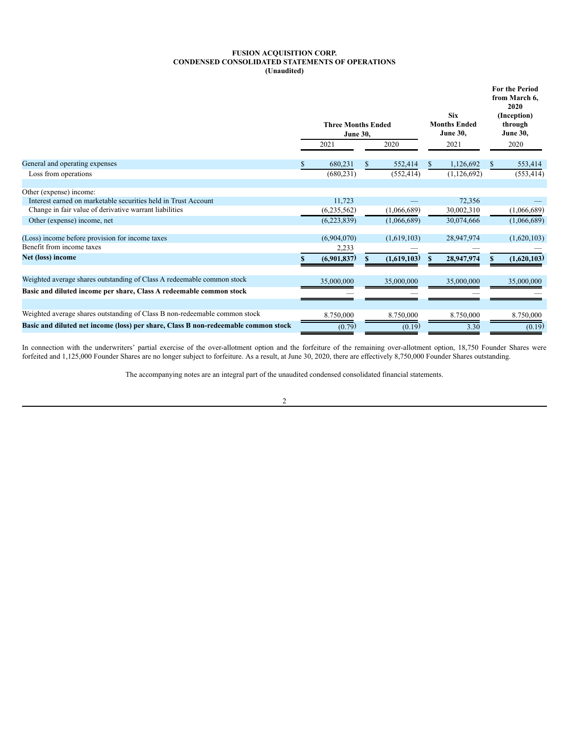# FUSION ACQUISITION CORP.
# CONDENSED CONSOLIDATED STATEMENTS OF OPERATIONS
# (Unaudited)

| | Three Months Ended June 30, 2021 | Three Months Ended June 30, 2020 | Six Months Ended June 30, 2021 | For the Period from March 6, 2020 (Inception) through June 30, 2020 |
|---|---|---|---|---|
| General and operating expenses | $ 680,231 | $ 552,414 | $ 1,126,692 | $ 553,414 |
| Loss from operations | (680,231) | (552,414) | (1,126,692) | (553,414) |
| | | | | |
| Other (expense) income: | | | | |
| Interest earned on marketable securities held in Trust Account | 11,723 | — | 72,356 | — |
| Change in fair value of derivative warrant liabilities | (6,235,562) | (1,066,689) | 30,002,310 | (1,066,689) |
| Other (expense) income, net | (6,223,839) | (1,066,689) | 30,074,666 | (1,066,689) |
| | | | | |
| (Loss) income before provision for income taxes | (6,904,070) | (1,619,103) | 28,947,974 | (1,620,103) |
| Benefit from income taxes | 2,233 | — | — | — |
| **Net (loss) income** | **$ (6,901,837)** | **$ (1,619,103)** | **$ 28,947,974** | **$ (1,620,103)** |
| | | | | |
| Weighted average shares outstanding of Class A redeemable common stock | 35,000,000 | 35,000,000 | 35,000,000 | 35,000,000 |
| **Basic and diluted income per share, Class A redeemable common stock** | — | — | — | — |
| | | | | |
| Weighted average shares outstanding of Class B non-redeemable common stock | 8,750,000 | 8,750,000 | 8,750,000 | 8,750,000 |
| **Basic and diluted net income (loss) per share, Class B non-redeemable common stock** | (0.79) | (0.19) | 3.30 | (0.19) |

In connection with the underwriters' partial exercise of the over-allotment option and the forfeiture of the remaining over-allotment option, 18,750 Founder Shares were forfeited and 1,125,000 Founder Shares are no longer subject to forfeiture. As a result, at June 30, 2020, there are effectively 8,750,000 Founder Shares outstanding.

The accompanying notes are an integral part of the unaudited condensed consolidated financial statements.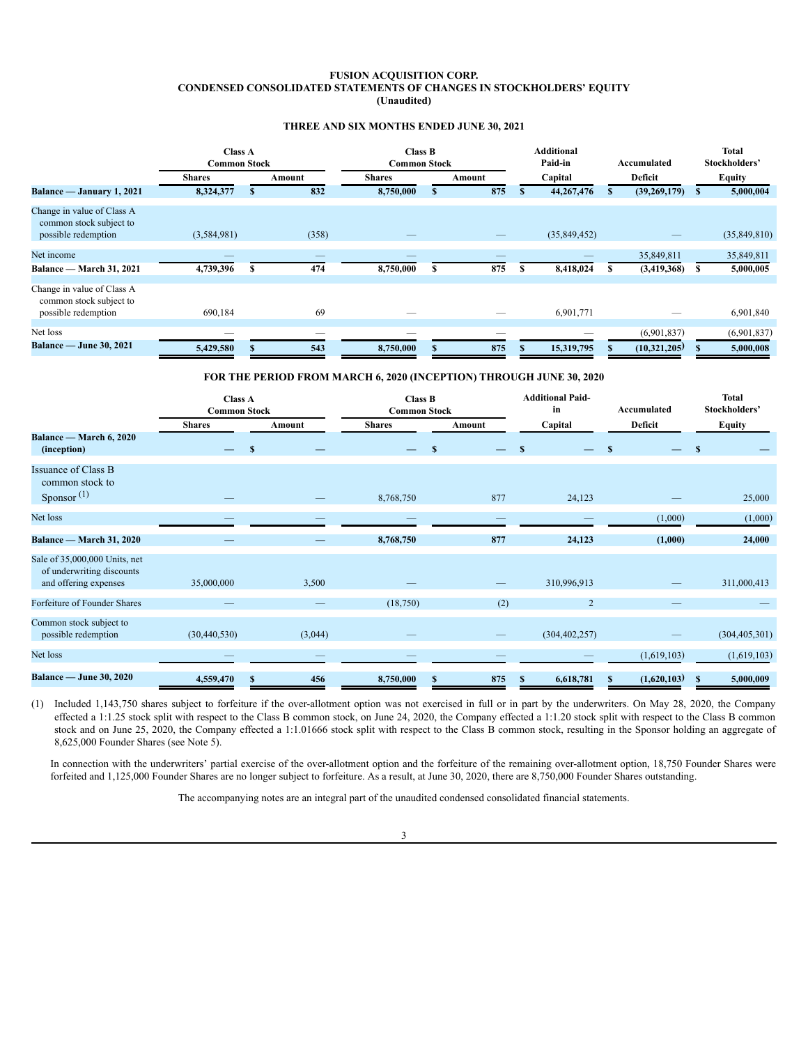# FUSION ACQUISITION CORP.
## CONDENSED CONSOLIDATED STATEMENTS OF CHANGES IN STOCKHOLDERS' EQUITY
### (Unaudited)

### THREE AND SIX MONTHS ENDED JUNE 30, 2021

| | Class A Common Stock | | Class B Common Stock | | Additional Paid-in | Accumulated | Total Stockholders' |
|---|---|---|---|---|---|---|---|
| | Shares | Amount | Shares | Amount | Capital | Deficit | Equity |
| **Balance — January 1, 2021** | **8,324,377** | **$ 832** | **8,750,000** | **$ 875** | **$ 44,267,476** | **$ (39,269,179)** | **$ 5,000,004** |
| Change in value of Class A common stock subject to possible redemption | (3,584,981) | (358) | — | — | (35,849,452) | — | (35,849,810) |
| Net income | — | — | — | — | — | 35,849,811 | 35,849,811 |
| **Balance — March 31, 2021** | **4,739,396** | **$ 474** | **8,750,000** | **$ 875** | **$ 8,418,024** | **$ (3,419,368)** | **$ 5,000,005** |
| Change in value of Class A common stock subject to possible redemption | 690,184 | 69 | — | — | 6,901,771 | — | 6,901,840 |
| Net loss | — | — | — | — | — | (6,901,837) | (6,901,837) |
| **Balance — June 30, 2021** | **5,429,580** | **$ 543** | **8,750,000** | **$ 875** | **$ 15,319,795** | **$ (10,321,205)** | **$ 5,000,008** |

### FOR THE PERIOD FROM MARCH 6, 2020 (INCEPTION) THROUGH JUNE 30, 2020

| | Class A Common Stock | | Class B Common Stock | | Additional Paid-in | Accumulated | Total Stockholders' |
|---|---|---|---|---|---|---|---|
| | Shares | Amount | Shares | Amount | Capital | Deficit | Equity |
| **Balance — March 6, 2020 (inception)** | — | $ — | — | $ — | $ — | $ — | $ — |
| Issuance of Class B common stock to Sponsor [(1)] | — | — | 8,768,750 | 877 | 24,123 | — | 25,000 |
| Net loss | — | — | — | — | — | (1,000) | (1,000) |
| **Balance — March 31, 2020** | — | — | **8,768,750** | **877** | **24,123** | **(1,000)** | **24,000** |
| Sale of 35,000,000 Units, net of underwriting discounts and offering expenses | 35,000,000 | 3,500 | — | — | 310,996,913 | — | 311,000,413 |
| Forfeiture of Founder Shares | — | — | (18,750) | (2) | 2 | — | — |
| Common stock subject to possible redemption | (30,440,530) | (3,044) | — | — | (304,402,257) | — | (304,405,301) |
| Net loss | — | — | — | — | — | (1,619,103) | (1,619,103) |
| **Balance — June 30, 2020** | **4,559,470** | **$ 456** | **8,750,000** | **$ 875** | **$ 6,618,781** | **$ (1,620,103)** | **$ 5,000,009** |

(1) Included 1,143,750 shares subject to forfeiture if the over-allotment option was not exercised in full or in part by the underwriters. On May 28, 2020, the Company effected a 1:1.25 stock split with respect to the Class B common stock, on June 24, 2020, the Company effected a 1:1.20 stock split with respect to the Class B common stock and on June 25, 2020, the Company effected a 1:1.01666 stock split with respect to the Class B common stock, resulting in the Sponsor holding an aggregate of 8,625,000 Founder Shares (see Note 5).

In connection with the underwriters' partial exercise of the over-allotment option and the forfeiture of the remaining over-allotment option, 18,750 Founder Shares were forfeited and 1,125,000 Founder Shares are no longer subject to forfeiture. As a result, at June 30, 2020, there are 8,750,000 Founder Shares outstanding.

The accompanying notes are an integral part of the unaudited condensed consolidated financial statements.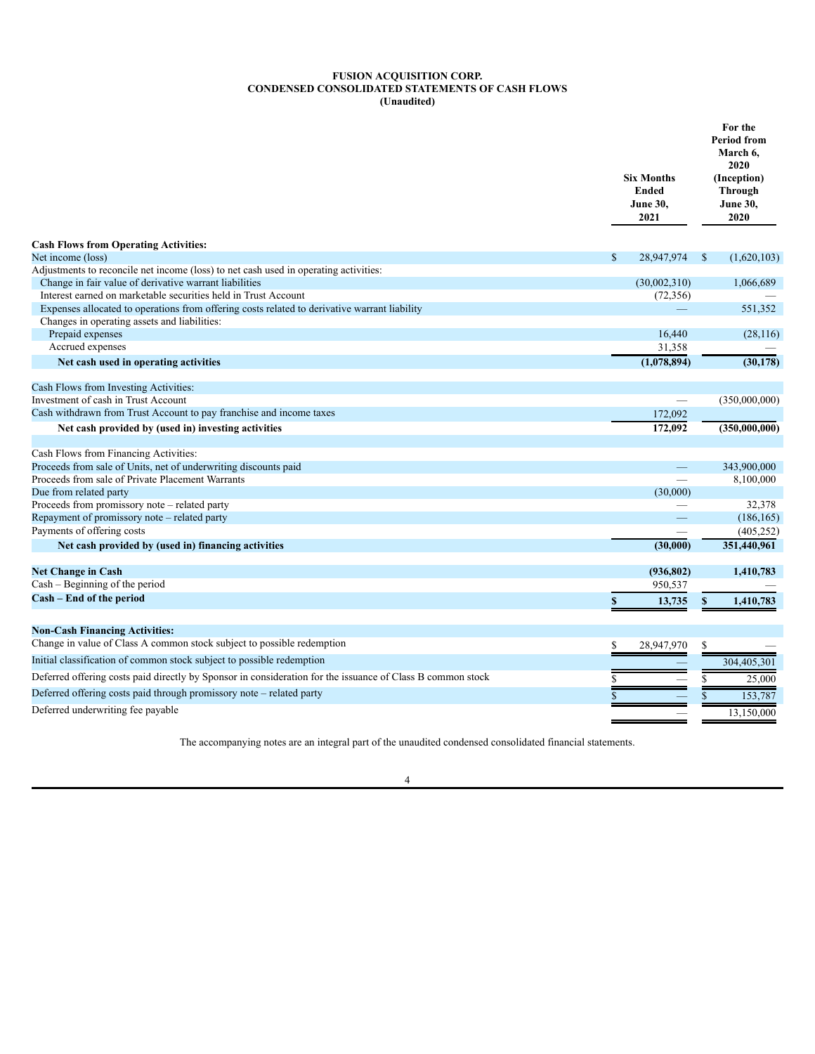# FUSION ACQUISITION CORP.
## CONDENSED CONSOLIDATED STATEMENTS OF CASH FLOWS
### (Unaudited)

| | Six Months Ended June 30, 2021 | For the Period from March 6, 2020 (Inception) Through June 30, 2020 |
|---|---|---|
| **Cash Flows from Operating Activities:** | | |
| Net income (loss) | $ 28,947,974 | $ (1,620,103) |
| Adjustments to reconcile net income (loss) to net cash used in operating activities: | | |
| Change in fair value of derivative warrant liabilities | (30,002,310) | 1,066,689 |
| Interest earned on marketable securities held in Trust Account | (72,356) | — |
| Expenses allocated to operations from offering costs related to derivative warrant liability | — | 551,352 |
| Changes in operating assets and liabilities: | | |
| Prepaid expenses | 16,440 | (28,116) |
| Accrued expenses | 31,358 | — |
| **Net cash used in operating activities** | **(1,078,894)** | **(30,178)** |
| Cash Flows from Investing Activities: | | |
| Investment of cash in Trust Account | — | (350,000,000) |
| Cash withdrawn from Trust Account to pay franchise and income taxes | 172,092 | |
| **Net cash provided by (used in) investing activities** | **172,092** | **(350,000,000)** |
| Cash Flows from Financing Activities: | | |
| Proceeds from sale of Units, net of underwriting discounts paid | — | 343,900,000 |
| Proceeds from sale of Private Placement Warrants | — | 8,100,000 |
| Due from related party | (30,000) | |
| Proceeds from promissory note – related party | — | 32,378 |
| Repayment of promissory note – related party | — | (186,165) |
| Payments of offering costs | — | (405,252) |
| **Net cash provided by (used in) financing activities** | **(30,000)** | **351,440,961** |
| **Net Change in Cash** | **(936,802)** | **1,410,783** |
| Cash – Beginning of the period | 950,537 | — |
| **Cash – End of the period** | **$ 13,735** | **$ 1,410,783** |
| **Non-Cash Financing Activities:** | | |
| Change in value of Class A common stock subject to possible redemption | $ 28,947,970 | $ — |
| Initial classification of common stock subject to possible redemption | — | 304,405,301 |
| Deferred offering costs paid directly by Sponsor in consideration for the issuance of Class B common stock | $ — | $ 25,000 |
| Deferred offering costs paid through promissory note – related party | $ — | $ 153,787 |
| Deferred underwriting fee payable | — | 13,150,000 |

The accompanying notes are an integral part of the unaudited condensed consolidated financial statements.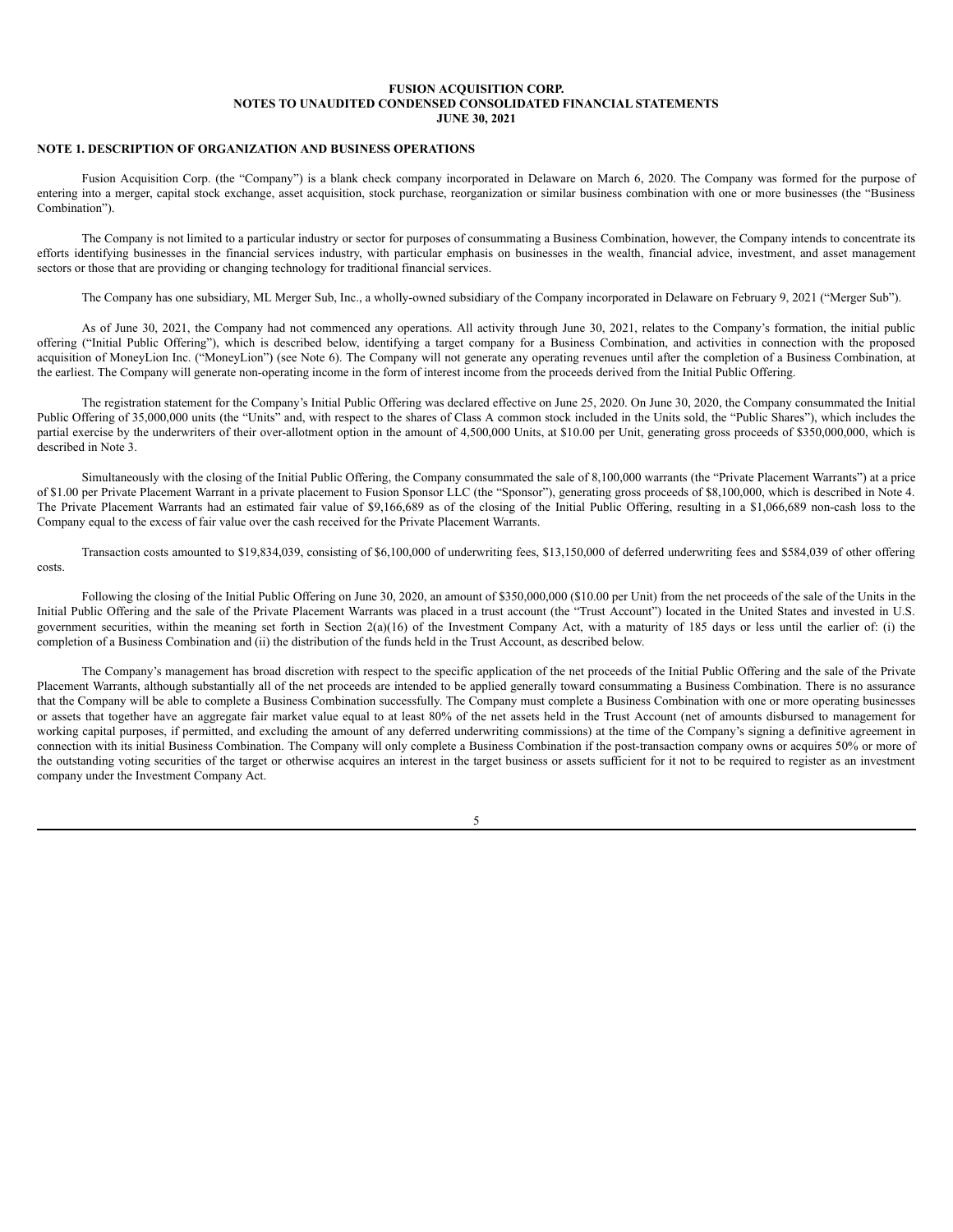**FUSION ACQUISITION CORP.**
**NOTES TO UNAUDITED CONDENSED CONSOLIDATED FINANCIAL STATEMENTS**
**JUNE 30, 2021**

**NOTE 1. DESCRIPTION OF ORGANIZATION AND BUSINESS OPERATIONS**

Fusion Acquisition Corp. (the "Company") is a blank check company incorporated in Delaware on March 6, 2020. The Company was formed for the purpose of entering into a merger, capital stock exchange, asset acquisition, stock purchase, reorganization or similar business combination with one or more businesses (the "Business Combination").

The Company is not limited to a particular industry or sector for purposes of consummating a Business Combination, however, the Company intends to concentrate its efforts identifying businesses in the financial services industry, with particular emphasis on businesses in the wealth, financial advice, investment, and asset management sectors or those that are providing or changing technology for traditional financial services.

The Company has one subsidiary, ML Merger Sub, Inc., a wholly-owned subsidiary of the Company incorporated in Delaware on February 9, 2021 ("Merger Sub").

As of June 30, 2021, the Company had not commenced any operations. All activity through June 30, 2021, relates to the Company's formation, the initial public offering ("Initial Public Offering"), which is described below, identifying a target company for a Business Combination, and activities in connection with the proposed acquisition of MoneyLion Inc. ("MoneyLion") (see Note 6). The Company will not generate any operating revenues until after the completion of a Business Combination, at the earliest. The Company will generate non-operating income in the form of interest income from the proceeds derived from the Initial Public Offering.

The registration statement for the Company's Initial Public Offering was declared effective on June 25, 2020. On June 30, 2020, the Company consummated the Initial Public Offering of 35,000,000 units (the "Units" and, with respect to the shares of Class A common stock included in the Units sold, the "Public Shares"), which includes the partial exercise by the underwriters of their over-allotment option in the amount of 4,500,000 Units, at $10.00 per Unit, generating gross proceeds of $350,000,000, which is described in Note 3.

Simultaneously with the closing of the Initial Public Offering, the Company consummated the sale of 8,100,000 warrants (the "Private Placement Warrants") at a price of $1.00 per Private Placement Warrant in a private placement to Fusion Sponsor LLC (the "Sponsor"), generating gross proceeds of $8,100,000, which is described in Note 4. The Private Placement Warrants had an estimated fair value of $9,166,689 as of the closing of the Initial Public Offering, resulting in a $1,066,689 non-cash loss to the Company equal to the excess of fair value over the cash received for the Private Placement Warrants.

Transaction costs amounted to $19,834,039, consisting of $6,100,000 of underwriting fees, $13,150,000 of deferred underwriting fees and $584,039 of other offering costs.

Following the closing of the Initial Public Offering on June 30, 2020, an amount of $350,000,000 ($10.00 per Unit) from the net proceeds of the sale of the Units in the Initial Public Offering and the sale of the Private Placement Warrants was placed in a trust account (the "Trust Account") located in the United States and invested in U.S. government securities, within the meaning set forth in Section 2(a)(16) of the Investment Company Act, with a maturity of 185 days or less until the earlier of: (i) the completion of a Business Combination and (ii) the distribution of the funds held in the Trust Account, as described below.

The Company's management has broad discretion with respect to the specific application of the net proceeds of the Initial Public Offering and the sale of the Private Placement Warrants, although substantially all of the net proceeds are intended to be applied generally toward consummating a Business Combination. There is no assurance that the Company will be able to complete a Business Combination successfully. The Company must complete a Business Combination with one or more operating businesses or assets that together have an aggregate fair market value equal to at least 80% of the net assets held in the Trust Account (net of amounts disbursed to management for working capital purposes, if permitted, and excluding the amount of any deferred underwriting commissions) at the time of the Company's signing a definitive agreement in connection with its initial Business Combination. The Company will only complete a Business Combination if the post-transaction company owns or acquires 50% or more of the outstanding voting securities of the target or otherwise acquires an interest in the target business or assets sufficient for it not to be required to register as an investment company under the Investment Company Act.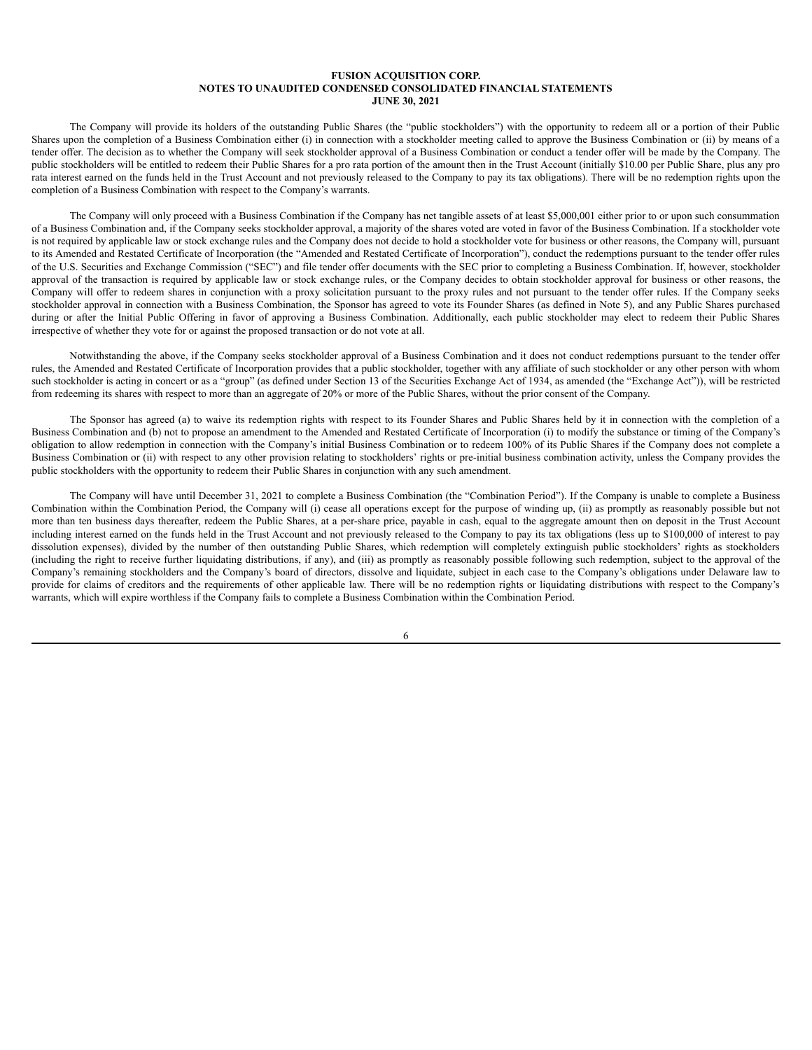The Company will provide its holders of the outstanding Public Shares (the "public stockholders") with the opportunity to redeem all or a portion of their Public Shares upon the completion of a Business Combination either (i) in connection with a stockholder meeting called to approve the Business Combination or (ii) by means of a tender offer. The decision as to whether the Company will seek stockholder approval of a Business Combination or conduct a tender offer will be made by the Company. The public stockholders will be entitled to redeem their Public Shares for a pro rata portion of the amount then in the Trust Account (initially $10.00 per Public Share, plus any pro rata interest earned on the funds held in the Trust Account and not previously released to the Company to pay its tax obligations). There will be no redemption rights upon the completion of a Business Combination with respect to the Company's warrants.

The Company will only proceed with a Business Combination if the Company has net tangible assets of at least $5,000,001 either prior to or upon such consummation of a Business Combination and, if the Company seeks stockholder approval, a majority of the shares voted are voted in favor of the Business Combination. If a stockholder vote is not required by applicable law or stock exchange rules and the Company does not decide to hold a stockholder vote for business or other reasons, the Company will, pursuant to its Amended and Restated Certificate of Incorporation (the "Amended and Restated Certificate of Incorporation"), conduct the redemptions pursuant to the tender offer rules of the U.S. Securities and Exchange Commission ("SEC") and file tender offer documents with the SEC prior to completing a Business Combination. If, however, stockholder approval of the transaction is required by applicable law or stock exchange rules, or the Company decides to obtain stockholder approval for business or other reasons, the Company will offer to redeem shares in conjunction with a proxy solicitation pursuant to the proxy rules and not pursuant to the tender offer rules. If the Company seeks stockholder approval in connection with a Business Combination, the Sponsor has agreed to vote its Founder Shares (as defined in Note 5), and any Public Shares purchased during or after the Initial Public Offering in favor of approving a Business Combination. Additionally, each public stockholder may elect to redeem their Public Shares irrespective of whether they vote for or against the proposed transaction or do not vote at all.

Notwithstanding the above, if the Company seeks stockholder approval of a Business Combination and it does not conduct redemptions pursuant to the tender offer rules, the Amended and Restated Certificate of Incorporation provides that a public stockholder, together with any affiliate of such stockholder or any other person with whom such stockholder is acting in concert or as a "group" (as defined under Section 13 of the Securities Exchange Act of 1934, as amended (the "Exchange Act")), will be restricted from redeeming its shares with respect to more than an aggregate of 20% or more of the Public Shares, without the prior consent of the Company.

The Sponsor has agreed (a) to waive its redemption rights with respect to its Founder Shares and Public Shares held by it in connection with the completion of a Business Combination and (b) not to propose an amendment to the Amended and Restated Certificate of Incorporation (i) to modify the substance or timing of the Company's obligation to allow redemption in connection with the Company's initial Business Combination or to redeem 100% of its Public Shares if the Company does not complete a Business Combination or (ii) with respect to any other provision relating to stockholders' rights or pre-initial business combination activity, unless the Company provides the public stockholders with the opportunity to redeem their Public Shares in conjunction with any such amendment.

The Company will have until December 31, 2021 to complete a Business Combination (the "Combination Period"). If the Company is unable to complete a Business Combination within the Combination Period, the Company will (i) cease all operations except for the purpose of winding up, (ii) as promptly as reasonably possible but not more than ten business days thereafter, redeem the Public Shares, at a per-share price, payable in cash, equal to the aggregate amount then on deposit in the Trust Account including interest earned on the funds held in the Trust Account and not previously released to the Company to pay its tax obligations (less up to $100,000 of interest to pay dissolution expenses), divided by the number of then outstanding Public Shares, which redemption will completely extinguish public stockholders' rights as stockholders (including the right to receive further liquidating distributions, if any), and (iii) as promptly as reasonably possible following such redemption, subject to the approval of the Company's remaining stockholders and the Company's board of directors, dissolve and liquidate, subject in each case to the Company's obligations under Delaware law to provide for claims of creditors and the requirements of other applicable law. There will be no redemption rights or liquidating distributions with respect to the Company's warrants, which will expire worthless if the Company fails to complete a Business Combination within the Combination Period.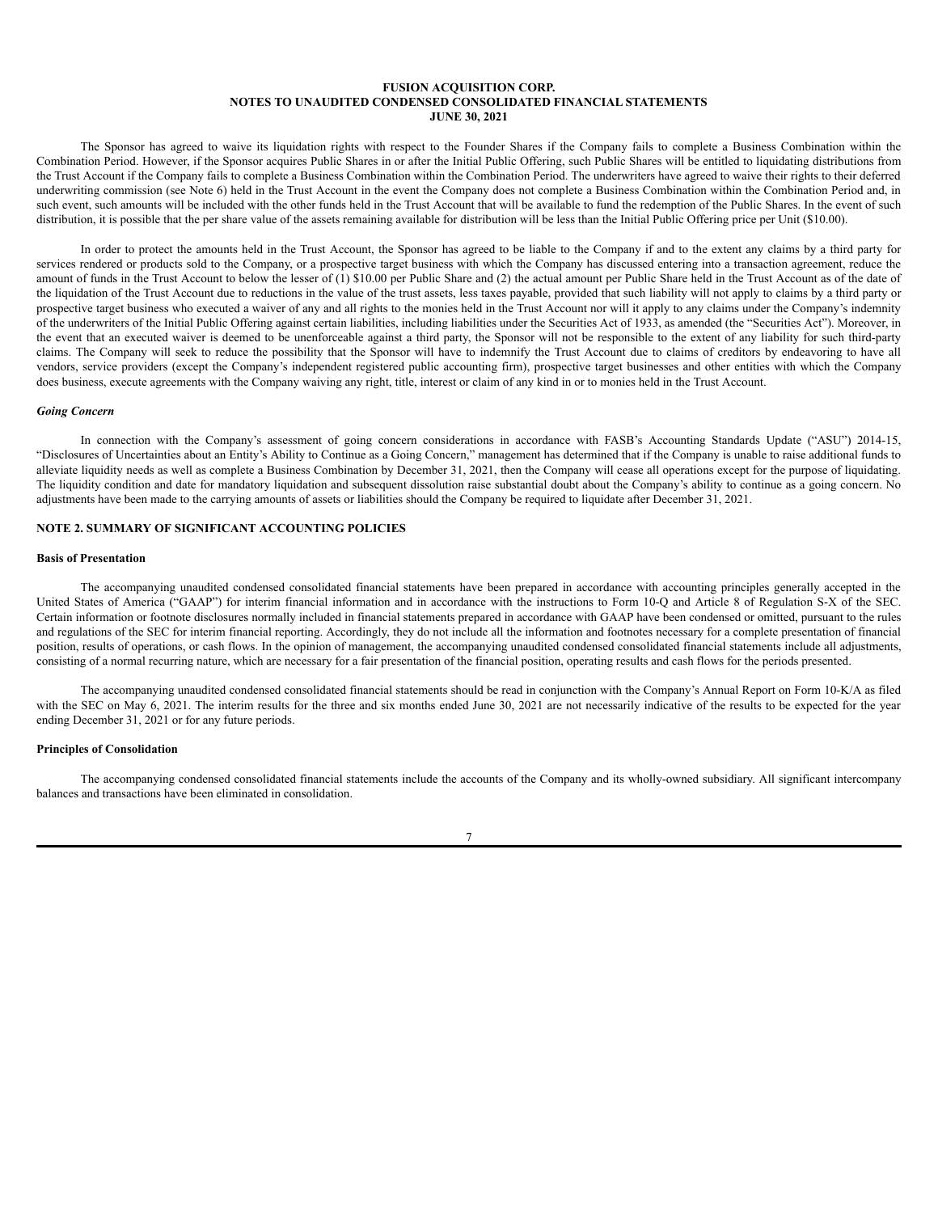The Sponsor has agreed to waive its liquidation rights with respect to the Founder Shares if the Company fails to complete a Business Combination within the Combination Period. However, if the Sponsor acquires Public Shares in or after the Initial Public Offering, such Public Shares will be entitled to liquidating distributions from the Trust Account if the Company fails to complete a Business Combination within the Combination Period. The underwriters have agreed to waive their rights to their deferred underwriting commission (see Note 6) held in the Trust Account in the event the Company does not complete a Business Combination within the Combination Period and, in such event, such amounts will be included with the other funds held in the Trust Account that will be available to fund the redemption of the Public Shares. In the event of such distribution, it is possible that the per share value of the assets remaining available for distribution will be less than the Initial Public Offering price per Unit ($10.00).

In order to protect the amounts held in the Trust Account, the Sponsor has agreed to be liable to the Company if and to the extent any claims by a third party for services rendered or products sold to the Company, or a prospective target business with which the Company has discussed entering into a transaction agreement, reduce the amount of funds in the Trust Account to below the lesser of (1) $10.00 per Public Share and (2) the actual amount per Public Share held in the Trust Account as of the date of the liquidation of the Trust Account due to reductions in the value of the trust assets, less taxes payable, provided that such liability will not apply to claims by a third party or prospective target business who executed a waiver of any and all rights to the monies held in the Trust Account nor will it apply to any claims under the Company's indemnity of the underwriters of the Initial Public Offering against certain liabilities, including liabilities under the Securities Act of 1933, as amended (the "Securities Act"). Moreover, in the event that an executed waiver is deemed to be unenforceable against a third party, the Sponsor will not be responsible to the extent of any liability for such third-party claims. The Company will seek to reduce the possibility that the Sponsor will have to indemnify the Trust Account due to claims of creditors by endeavoring to have all vendors, service providers (except the Company's independent registered public accounting firm), prospective target businesses and other entities with which the Company does business, execute agreements with the Company waiving any right, title, interest or claim of any kind in or to monies held in the Trust Account.

***Going Concern***

In connection with the Company's assessment of going concern considerations in accordance with FASB's Accounting Standards Update ("ASU") 2014-15, "Disclosures of Uncertainties about an Entity's Ability to Continue as a Going Concern," management has determined that if the Company is unable to raise additional funds to alleviate liquidity needs as well as complete a Business Combination by December 31, 2021, then the Company will cease all operations except for the purpose of liquidating. The liquidity condition and date for mandatory liquidation and subsequent dissolution raise substantial doubt about the Company's ability to continue as a going concern. No adjustments have been made to the carrying amounts of assets or liabilities should the Company be required to liquidate after December 31, 2021.

## NOTE 2. SUMMARY OF SIGNIFICANT ACCOUNTING POLICIES

**Basis of Presentation**

The accompanying unaudited condensed consolidated financial statements have been prepared in accordance with accounting principles generally accepted in the United States of America ("GAAP") for interim financial information and in accordance with the instructions to Form 10-Q and Article 8 of Regulation S-X of the SEC. Certain information or footnote disclosures normally included in financial statements prepared in accordance with GAAP have been condensed or omitted, pursuant to the rules and regulations of the SEC for interim financial reporting. Accordingly, they do not include all the information and footnotes necessary for a complete presentation of financial position, results of operations, or cash flows. In the opinion of management, the accompanying unaudited condensed consolidated financial statements include all adjustments, consisting of a normal recurring nature, which are necessary for a fair presentation of the financial position, operating results and cash flows for the periods presented.

The accompanying unaudited condensed consolidated financial statements should be read in conjunction with the Company's Annual Report on Form 10-K/A as filed with the SEC on May 6, 2021. The interim results for the three and six months ended June 30, 2021 are not necessarily indicative of the results to be expected for the year ending December 31, 2021 or for any future periods.

**Principles of Consolidation**

The accompanying condensed consolidated financial statements include the accounts of the Company and its wholly-owned subsidiary. All significant intercompany balances and transactions have been eliminated in consolidation.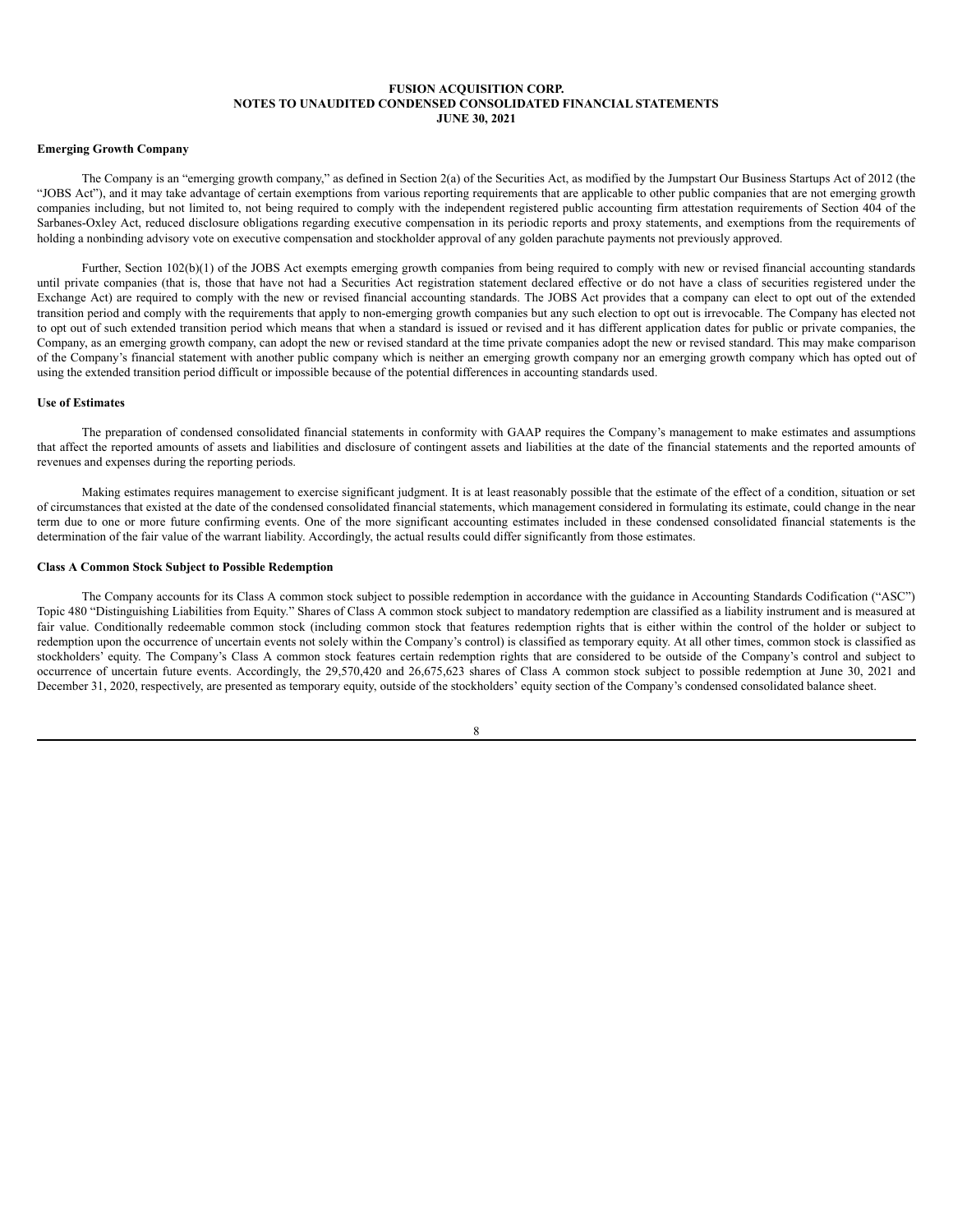**Emerging Growth Company**

The Company is an "emerging growth company," as defined in Section 2(a) of the Securities Act, as modified by the Jumpstart Our Business Startups Act of 2012 (the "JOBS Act"), and it may take advantage of certain exemptions from various reporting requirements that are applicable to other public companies that are not emerging growth companies including, but not limited to, not being required to comply with the independent registered public accounting firm attestation requirements of Section 404 of the Sarbanes-Oxley Act, reduced disclosure obligations regarding executive compensation in its periodic reports and proxy statements, and exemptions from the requirements of holding a nonbinding advisory vote on executive compensation and stockholder approval of any golden parachute payments not previously approved.

Further, Section 102(b)(1) of the JOBS Act exempts emerging growth companies from being required to comply with new or revised financial accounting standards until private companies (that is, those that have not had a Securities Act registration statement declared effective or do not have a class of securities registered under the Exchange Act) are required to comply with the new or revised financial accounting standards. The JOBS Act provides that a company can elect to opt out of the extended transition period and comply with the requirements that apply to non-emerging growth companies but any such election to opt out is irrevocable. The Company has elected not to opt out of such extended transition period which means that when a standard is issued or revised and it has different application dates for public or private companies, the Company, as an emerging growth company, can adopt the new or revised standard at the time private companies adopt the new or revised standard. This may make comparison of the Company's financial statement with another public company which is neither an emerging growth company nor an emerging growth company which has opted out of using the extended transition period difficult or impossible because of the potential differences in accounting standards used.

**Use of Estimates**

The preparation of condensed consolidated financial statements in conformity with GAAP requires the Company's management to make estimates and assumptions that affect the reported amounts of assets and liabilities and disclosure of contingent assets and liabilities at the date of the financial statements and the reported amounts of revenues and expenses during the reporting periods.

Making estimates requires management to exercise significant judgment. It is at least reasonably possible that the estimate of the effect of a condition, situation or set of circumstances that existed at the date of the condensed consolidated financial statements, which management considered in formulating its estimate, could change in the near term due to one or more future confirming events. One of the more significant accounting estimates included in these condensed consolidated financial statements is the determination of the fair value of the warrant liability. Accordingly, the actual results could differ significantly from those estimates.

**Class A Common Stock Subject to Possible Redemption**

The Company accounts for its Class A common stock subject to possible redemption in accordance with the guidance in Accounting Standards Codification ("ASC") Topic 480 "Distinguishing Liabilities from Equity." Shares of Class A common stock subject to mandatory redemption are classified as a liability instrument and is measured at fair value. Conditionally redeemable common stock (including common stock that features redemption rights that is either within the control of the holder or subject to redemption upon the occurrence of uncertain events not solely within the Company's control) is classified as temporary equity. At all other times, common stock is classified as stockholders' equity. The Company's Class A common stock features certain redemption rights that are considered to be outside of the Company's control and subject to occurrence of uncertain future events. Accordingly, the 29,570,420 and 26,675,623 shares of Class A common stock subject to possible redemption at June 30, 2021 and December 31, 2020, respectively, are presented as temporary equity, outside of the stockholders' equity section of the Company's condensed consolidated balance sheet.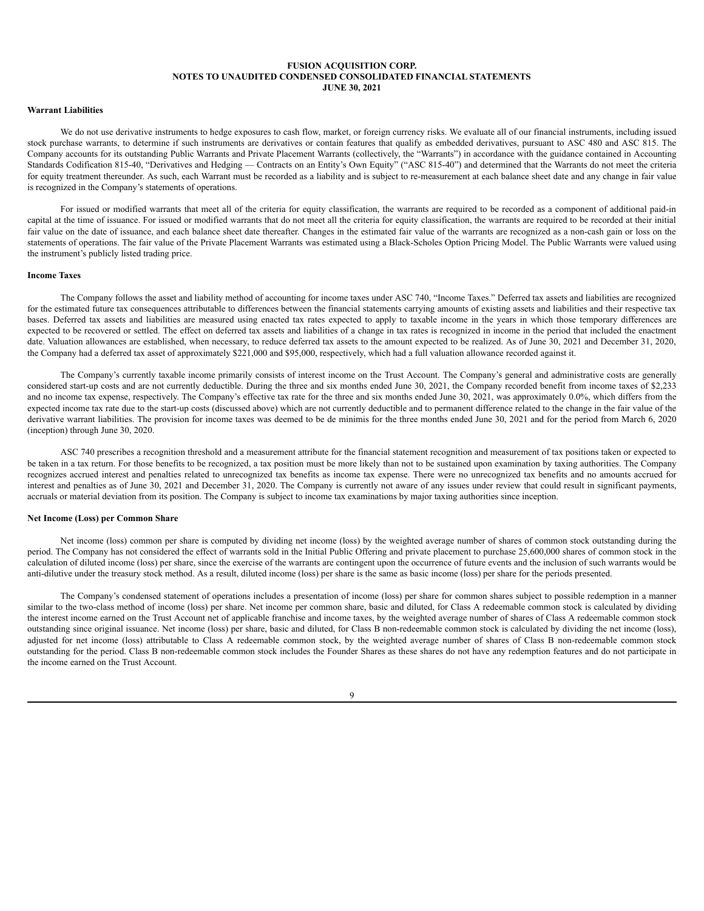**FUSION ACQUISITION CORP.**
**NOTES TO UNAUDITED CONDENSED CONSOLIDATED FINANCIAL STATEMENTS**
**JUNE 30, 2021**

**Warrant Liabilities**

We do not use derivative instruments to hedge exposures to cash flow, market, or foreign currency risks. We evaluate all of our financial instruments, including issued stock purchase warrants, to determine if such instruments are derivatives or contain features that qualify as embedded derivatives, pursuant to ASC 480 and ASC 815. The Company accounts for its outstanding Public Warrants and Private Placement Warrants (collectively, the "Warrants") in accordance with the guidance contained in Accounting Standards Codification 815-40, "Derivatives and Hedging — Contracts on an Entity's Own Equity" ("ASC 815-40") and determined that the Warrants do not meet the criteria for equity treatment thereunder. As such, each Warrant must be recorded as a liability and is subject to re-measurement at each balance sheet date and any change in fair value is recognized in the Company's statements of operations.

For issued or modified warrants that meet all of the criteria for equity classification, the warrants are required to be recorded as a component of additional paid-in capital at the time of issuance. For issued or modified warrants that do not meet all the criteria for equity classification, the warrants are required to be recorded at their initial fair value on the date of issuance, and each balance sheet date thereafter. Changes in the estimated fair value of the warrants are recognized as a non-cash gain or loss on the statements of operations. The fair value of the Private Placement Warrants was estimated using a Black-Scholes Option Pricing Model. The Public Warrants were valued using the instrument's publicly listed trading price.

**Income Taxes**

The Company follows the asset and liability method of accounting for income taxes under ASC 740, "Income Taxes." Deferred tax assets and liabilities are recognized for the estimated future tax consequences attributable to differences between the financial statements carrying amounts of existing assets and liabilities and their respective tax bases. Deferred tax assets and liabilities are measured using enacted tax rates expected to apply to taxable income in the years in which those temporary differences are expected to be recovered or settled. The effect on deferred tax assets and liabilities of a change in tax rates is recognized in income in the period that included the enactment date. Valuation allowances are established, when necessary, to reduce deferred tax assets to the amount expected to be realized. As of June 30, 2021 and December 31, 2020, the Company had a deferred tax asset of approximately $221,000 and $95,000, respectively, which had a full valuation allowance recorded against it.

The Company's currently taxable income primarily consists of interest income on the Trust Account. The Company's general and administrative costs are generally considered start-up costs and are not currently deductible. During the three and six months ended June 30, 2021, the Company recorded benefit from income taxes of $2,233 and no income tax expense, respectively. The Company's effective tax rate for the three and six months ended June 30, 2021, was approximately 0.0%, which differs from the expected income tax rate due to the start-up costs (discussed above) which are not currently deductible and to permanent difference related to the change in the fair value of the derivative warrant liabilities. The provision for income taxes was deemed to be de minimis for the three months ended June 30, 2021 and for the period from March 6, 2020 (inception) through June 30, 2020.

ASC 740 prescribes a recognition threshold and a measurement attribute for the financial statement recognition and measurement of tax positions taken or expected to be taken in a tax return. For those benefits to be recognized, a tax position must be more likely than not to be sustained upon examination by taxing authorities. The Company recognizes accrued interest and penalties related to unrecognized tax benefits as income tax expense. There were no unrecognized tax benefits and no amounts accrued for interest and penalties as of June 30, 2021 and December 31, 2020. The Company is currently not aware of any issues under review that could result in significant payments, accruals or material deviation from its position. The Company is subject to income tax examinations by major taxing authorities since inception.

**Net Income (Loss) per Common Share**

Net income (loss) common per share is computed by dividing net income (loss) by the weighted average number of shares of common stock outstanding during the period. The Company has not considered the effect of warrants sold in the Initial Public Offering and private placement to purchase 25,600,000 shares of common stock in the calculation of diluted income (loss) per share, since the exercise of the warrants are contingent upon the occurrence of future events and the inclusion of such warrants would be anti-dilutive under the treasury stock method. As a result, diluted income (loss) per share is the same as basic income (loss) per share for the periods presented.

The Company's condensed statement of operations includes a presentation of income (loss) per share for common shares subject to possible redemption in a manner similar to the two-class method of income (loss) per share. Net income per common share, basic and diluted, for Class A redeemable common stock is calculated by dividing the interest income earned on the Trust Account net of applicable franchise and income taxes, by the weighted average number of shares of Class A redeemable common stock outstanding since original issuance. Net income (loss) per share, basic and diluted, for Class B non-redeemable common stock is calculated by dividing the net income (loss), adjusted for net income (loss) attributable to Class A redeemable common stock, by the weighted average number of shares of Class B non-redeemable common stock outstanding for the period. Class B non-redeemable common stock includes the Founder Shares as these shares do not have any redemption features and do not participate in the income earned on the Trust Account.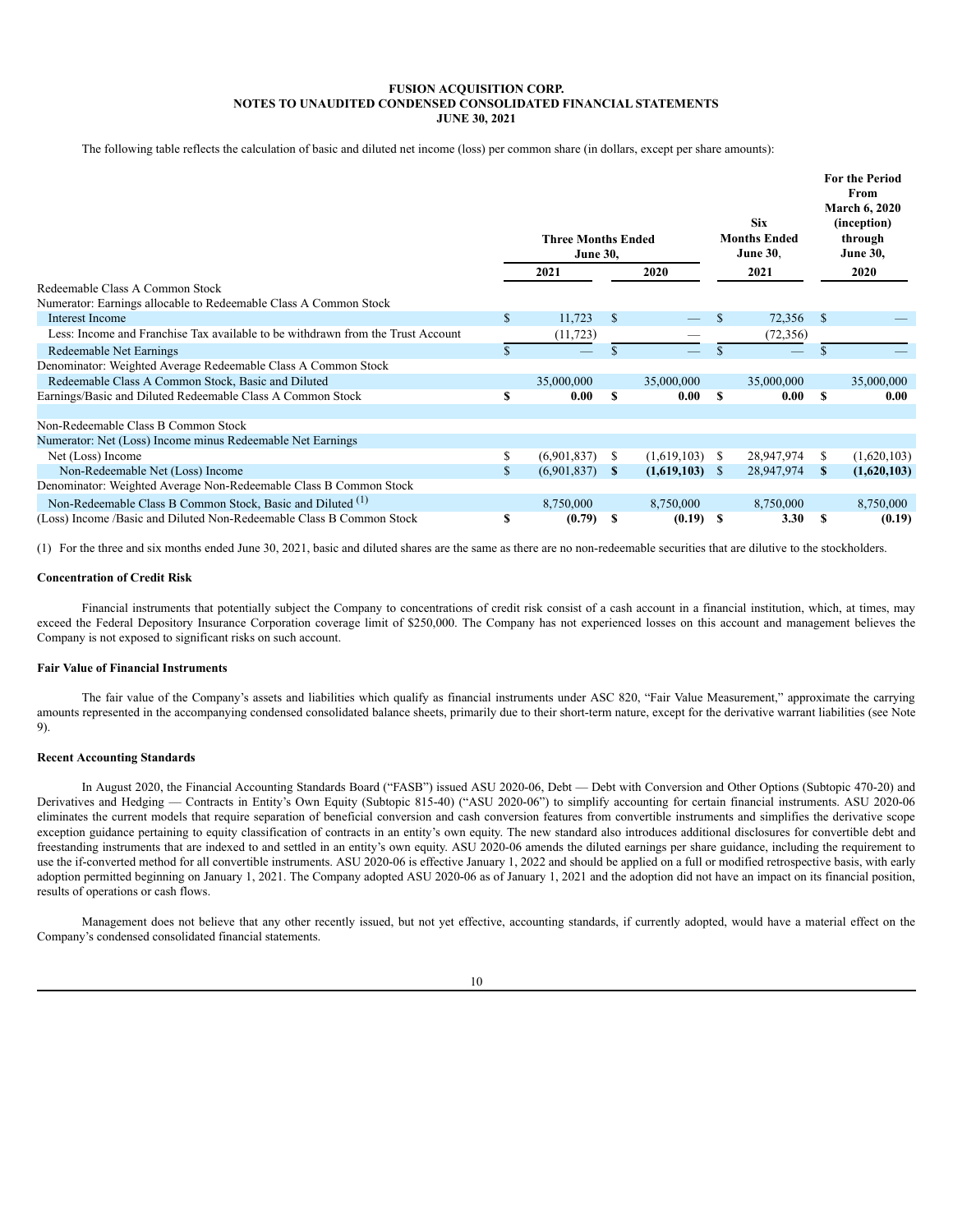**FUSION ACQUISITION CORP.**
**NOTES TO UNAUDITED CONDENSED CONSOLIDATED FINANCIAL STATEMENTS**
**JUNE 30, 2021**

The following table reflects the calculation of basic and diluted net income (loss) per common share (in dollars, except per share amounts):

| | Three Months Ended June 30, | | Six Months Ended June 30, | For the Period From March 6, 2020 (inception) through June 30, |
|---|---|---|---|---|
| | 2021 | 2020 | 2021 | 2020 |
| Redeemable Class A Common Stock | | | | |
| Numerator: Earnings allocable to Redeemable Class A Common Stock | | | | |
| Interest Income | $ 11,723 | $ — | $ 72,356 | $ — |
| Less: Income and Franchise Tax available to be withdrawn from the Trust Account | (11,723) | — | (72,356) | |
| Redeemable Net Earnings | $ — | $ — | $ — | $ — |
| Denominator: Weighted Average Redeemable Class A Common Stock | | | | |
| Redeemable Class A Common Stock, Basic and Diluted | 35,000,000 | 35,000,000 | 35,000,000 | 35,000,000 |
| Earnings/Basic and Diluted Redeemable Class A Common Stock | **$ 0.00** | **$ 0.00** | **$ 0.00** | **$ 0.00** |
| | | | | |
| Non-Redeemable Class B Common Stock | | | | |
| Numerator: Net (Loss) Income minus Redeemable Net Earnings | | | | |
| Net (Loss) Income | $ (6,901,837) | $ (1,619,103) | $ 28,947,974 | $ (1,620,103) |
| Non-Redeemable Net (Loss) Income | $ (6,901,837) | **$ (1,619,103)** | $ 28,947,974 | **$ (1,620,103)** |
| Denominator: Weighted Average Non-Redeemable Class B Common Stock | | | | |
| Non-Redeemable Class B Common Stock, Basic and Diluted [1] | 8,750,000 | 8,750,000 | 8,750,000 | 8,750,000 |
| (Loss) Income /Basic and Diluted Non-Redeemable Class B Common Stock | **$ (0.79)** | **$ (0.19)** | **$ 3.30** | **$ (0.19)** |

(1) For the three and six months ended June 30, 2021, basic and diluted shares are the same as there are no non-redeemable securities that are dilutive to the stockholders.

**Concentration of Credit Risk**

Financial instruments that potentially subject the Company to concentrations of credit risk consist of a cash account in a financial institution, which, at times, may exceed the Federal Depository Insurance Corporation coverage limit of $250,000. The Company has not experienced losses on this account and management believes the Company is not exposed to significant risks on such account.

**Fair Value of Financial Instruments**

The fair value of the Company's assets and liabilities which qualify as financial instruments under ASC 820, "Fair Value Measurement," approximate the carrying amounts represented in the accompanying condensed consolidated balance sheets, primarily due to their short-term nature, except for the derivative warrant liabilities (see Note 9).

**Recent Accounting Standards**

In August 2020, the Financial Accounting Standards Board ("FASB") issued ASU 2020-06, Debt — Debt with Conversion and Other Options (Subtopic 470-20) and Derivatives and Hedging — Contracts in Entity's Own Equity (Subtopic 815-40) ("ASU 2020-06") to simplify accounting for certain financial instruments. ASU 2020-06 eliminates the current models that require separation of beneficial conversion and cash conversion features from convertible instruments and simplifies the derivative scope exception guidance pertaining to equity classification of contracts in an entity's own equity. The new standard also introduces additional disclosures for convertible debt and freestanding instruments that are indexed to and settled in an entity's own equity. ASU 2020-06 amends the diluted earnings per share guidance, including the requirement to use the if-converted method for all convertible instruments. ASU 2020-06 is effective January 1, 2022 and should be applied on a full or modified retrospective basis, with early adoption permitted beginning on January 1, 2021. The Company adopted ASU 2020-06 as of January 1, 2021 and the adoption did not have an impact on its financial position, results of operations or cash flows.

Management does not believe that any other recently issued, but not yet effective, accounting standards, if currently adopted, would have a material effect on the Company's condensed consolidated financial statements.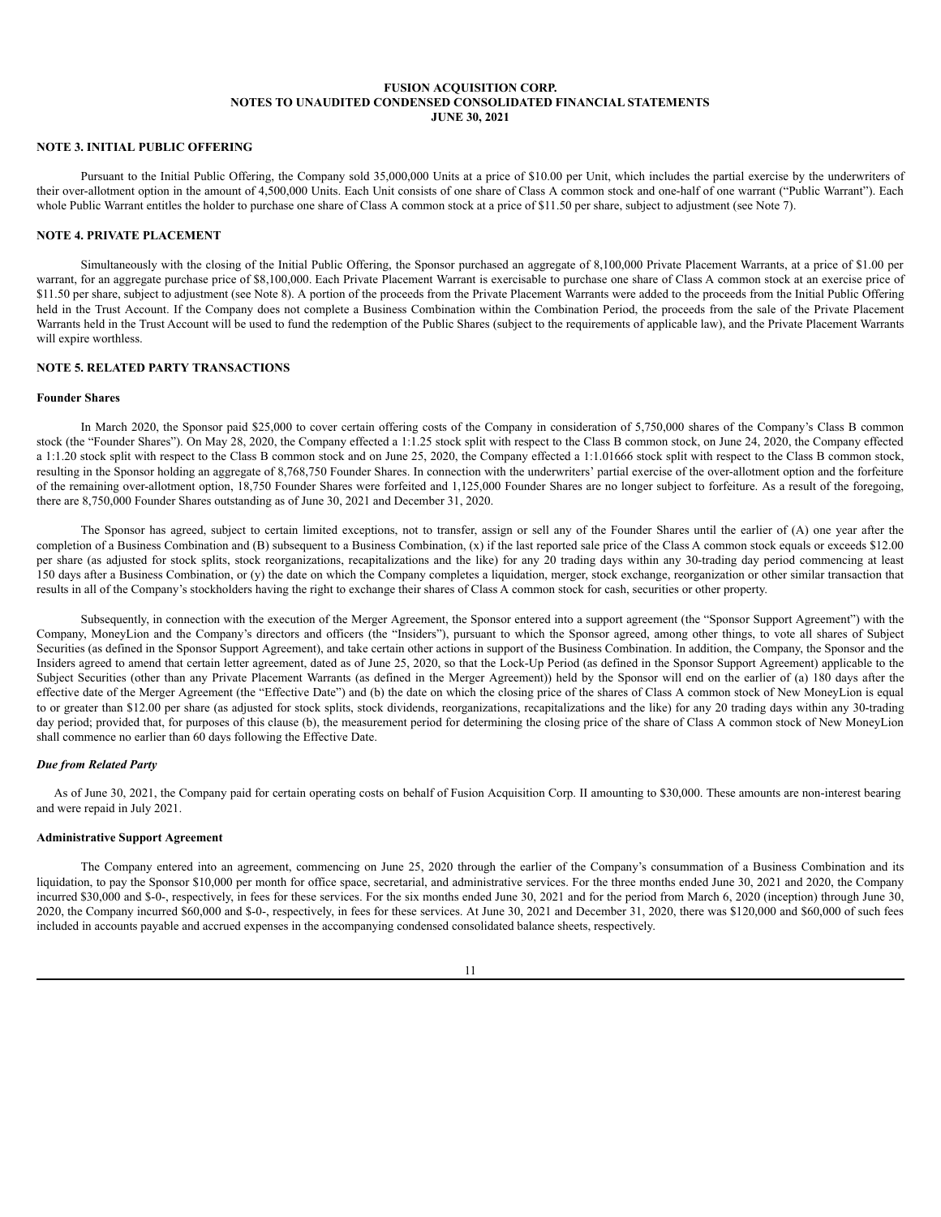**FUSION ACQUISITION CORP.**
**NOTES TO UNAUDITED CONDENSED CONSOLIDATED FINANCIAL STATEMENTS**
**JUNE 30, 2021**

## NOTE 3. INITIAL PUBLIC OFFERING

Pursuant to the Initial Public Offering, the Company sold 35,000,000 Units at a price of $10.00 per Unit, which includes the partial exercise by the underwriters of their over-allotment option in the amount of 4,500,000 Units. Each Unit consists of one share of Class A common stock and one-half of one warrant ("Public Warrant"). Each whole Public Warrant entitles the holder to purchase one share of Class A common stock at a price of $11.50 per share, subject to adjustment (see Note 7).

## NOTE 4. PRIVATE PLACEMENT

Simultaneously with the closing of the Initial Public Offering, the Sponsor purchased an aggregate of 8,100,000 Private Placement Warrants, at a price of $1.00 per warrant, for an aggregate purchase price of $8,100,000. Each Private Placement Warrant is exercisable to purchase one share of Class A common stock at an exercise price of $11.50 per share, subject to adjustment (see Note 8). A portion of the proceeds from the Private Placement Warrants were added to the proceeds from the Initial Public Offering held in the Trust Account. If the Company does not complete a Business Combination within the Combination Period, the proceeds from the sale of the Private Placement Warrants held in the Trust Account will be used to fund the redemption of the Public Shares (subject to the requirements of applicable law), and the Private Placement Warrants will expire worthless.

## NOTE 5. RELATED PARTY TRANSACTIONS

### Founder Shares

In March 2020, the Sponsor paid $25,000 to cover certain offering costs of the Company in consideration of 5,750,000 shares of the Company's Class B common stock (the "Founder Shares"). On May 28, 2020, the Company effected a 1:1.25 stock split with respect to the Class B common stock, on June 24, 2020, the Company effected a 1:1.20 stock split with respect to the Class B common stock and on June 25, 2020, the Company effected a 1:1.01666 stock split with respect to the Class B common stock, resulting in the Sponsor holding an aggregate of 8,768,750 Founder Shares. In connection with the underwriters' partial exercise of the over-allotment option and the forfeiture of the remaining over-allotment option, 18,750 Founder Shares were forfeited and 1,125,000 Founder Shares are no longer subject to forfeiture. As a result of the foregoing, there are 8,750,000 Founder Shares outstanding as of June 30, 2021 and December 31, 2020.

The Sponsor has agreed, subject to certain limited exceptions, not to transfer, assign or sell any of the Founder Shares until the earlier of (A) one year after the completion of a Business Combination and (B) subsequent to a Business Combination, (x) if the last reported sale price of the Class A common stock equals or exceeds $12.00 per share (as adjusted for stock splits, stock reorganizations, recapitalizations and the like) for any 20 trading days within any 30-trading day period commencing at least 150 days after a Business Combination, or (y) the date on which the Company completes a liquidation, merger, stock exchange, reorganization or other similar transaction that results in all of the Company's stockholders having the right to exchange their shares of Class A common stock for cash, securities or other property.

Subsequently, in connection with the execution of the Merger Agreement, the Sponsor entered into a support agreement (the "Sponsor Support Agreement") with the Company, MoneyLion and the Company's directors and officers (the "Insiders"), pursuant to which the Sponsor agreed, among other things, to vote all shares of Subject Securities (as defined in the Sponsor Support Agreement), and take certain other actions in support of the Business Combination. In addition, the Company, the Sponsor and the Insiders agreed to amend that certain letter agreement, dated as of June 25, 2020, so that the Lock-Up Period (as defined in the Sponsor Support Agreement) applicable to the Subject Securities (other than any Private Placement Warrants (as defined in the Merger Agreement)) held by the Sponsor will end on the earlier of (a) 180 days after the effective date of the Merger Agreement (the "Effective Date") and (b) the date on which the closing price of the shares of Class A common stock of New MoneyLion is equal to or greater than $12.00 per share (as adjusted for stock splits, stock dividends, reorganizations, recapitalizations and the like) for any 20 trading days within any 30-trading day period; provided that, for purposes of this clause (b), the measurement period for determining the closing price of the share of Class A common stock of New MoneyLion shall commence no earlier than 60 days following the Effective Date.

### *Due from Related Party*

As of June 30, 2021, the Company paid for certain operating costs on behalf of Fusion Acquisition Corp. II amounting to $30,000. These amounts are non-interest bearing and were repaid in July 2021.

### Administrative Support Agreement

The Company entered into an agreement, commencing on June 25, 2020 through the earlier of the Company's consummation of a Business Combination and its liquidation, to pay the Sponsor $10,000 per month for office space, secretarial, and administrative services. For the three months ended June 30, 2021 and 2020, the Company incurred $30,000 and $-0-, respectively, in fees for these services. For the six months ended June 30, 2021 and for the period from March 6, 2020 (inception) through June 30, 2020, the Company incurred $60,000 and $-0-, respectively, in fees for these services. At June 30, 2021 and December 31, 2020, there was $120,000 and $60,000 of such fees included in accounts payable and accrued expenses in the accompanying condensed consolidated balance sheets, respectively.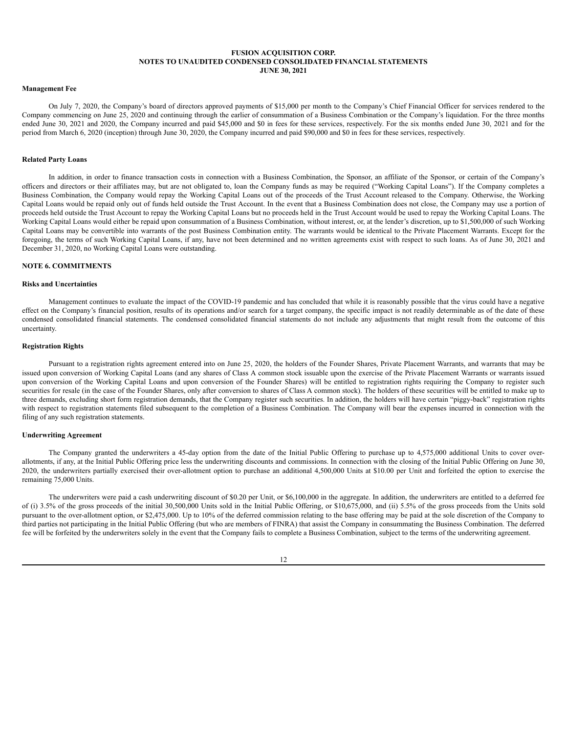**FUSION ACQUISITION CORP.**
**NOTES TO UNAUDITED CONDENSED CONSOLIDATED FINANCIAL STATEMENTS**
**JUNE 30, 2021**

**Management Fee**

On July 7, 2020, the Company's board of directors approved payments of \$15,000 per month to the Company's Chief Financial Officer for services rendered to the Company commencing on June 25, 2020 and continuing through the earlier of consummation of a Business Combination or the Company's liquidation. For the three months ended June 30, 2021 and 2020, the Company incurred and paid \$45,000 and \$0 in fees for these services, respectively. For the six months ended June 30, 2021 and for the period from March 6, 2020 (inception) through June 30, 2020, the Company incurred and paid \$90,000 and \$0 in fees for these services, respectively.

**Related Party Loans**

In addition, in order to finance transaction costs in connection with a Business Combination, the Sponsor, an affiliate of the Sponsor, or certain of the Company's officers and directors or their affiliates may, but are not obligated to, loan the Company funds as may be required ("Working Capital Loans"). If the Company completes a Business Combination, the Company would repay the Working Capital Loans out of the proceeds of the Trust Account released to the Company. Otherwise, the Working Capital Loans would be repaid only out of funds held outside the Trust Account. In the event that a Business Combination does not close, the Company may use a portion of proceeds held outside the Trust Account to repay the Working Capital Loans but no proceeds held in the Trust Account would be used to repay the Working Capital Loans. The Working Capital Loans would either be repaid upon consummation of a Business Combination, without interest, or, at the lender's discretion, up to \$1,500,000 of such Working Capital Loans may be convertible into warrants of the post Business Combination entity. The warrants would be identical to the Private Placement Warrants. Except for the foregoing, the terms of such Working Capital Loans, if any, have not been determined and no written agreements exist with respect to such loans. As of June 30, 2021 and December 31, 2020, no Working Capital Loans were outstanding.

## NOTE 6. COMMITMENTS

**Risks and Uncertainties**

Management continues to evaluate the impact of the COVID-19 pandemic and has concluded that while it is reasonably possible that the virus could have a negative effect on the Company's financial position, results of its operations and/or search for a target company, the specific impact is not readily determinable as of the date of these condensed consolidated financial statements. The condensed consolidated financial statements do not include any adjustments that might result from the outcome of this uncertainty.

**Registration Rights**

Pursuant to a registration rights agreement entered into on June 25, 2020, the holders of the Founder Shares, Private Placement Warrants, and warrants that may be issued upon conversion of Working Capital Loans (and any shares of Class A common stock issuable upon the exercise of the Private Placement Warrants or warrants issued upon conversion of the Working Capital Loans and upon conversion of the Founder Shares) will be entitled to registration rights requiring the Company to register such securities for resale (in the case of the Founder Shares, only after conversion to shares of Class A common stock). The holders of these securities will be entitled to make up to three demands, excluding short form registration demands, that the Company register such securities. In addition, the holders will have certain "piggy-back" registration rights with respect to registration statements filed subsequent to the completion of a Business Combination. The Company will bear the expenses incurred in connection with the filing of any such registration statements.

**Underwriting Agreement**

The Company granted the underwriters a 45-day option from the date of the Initial Public Offering to purchase up to 4,575,000 additional Units to cover over-allotments, if any, at the Initial Public Offering price less the underwriting discounts and commissions. In connection with the closing of the Initial Public Offering on June 30, 2020, the underwriters partially exercised their over-allotment option to purchase an additional 4,500,000 Units at \$10.00 per Unit and forfeited the option to exercise the remaining 75,000 Units.

The underwriters were paid a cash underwriting discount of \$0.20 per Unit, or \$6,100,000 in the aggregate. In addition, the underwriters are entitled to a deferred fee of (i) 3.5% of the gross proceeds of the initial 30,500,000 Units sold in the Initial Public Offering, or \$10,675,000, and (ii) 5.5% of the gross proceeds from the Units sold pursuant to the over-allotment option, or \$2,475,000. Up to 10% of the deferred commission relating to the base offering may be paid at the sole discretion of the Company to third parties not participating in the Initial Public Offering (but who are members of FINRA) that assist the Company in consummating the Business Combination. The deferred fee will be forfeited by the underwriters solely in the event that the Company fails to complete a Business Combination, subject to the terms of the underwriting agreement.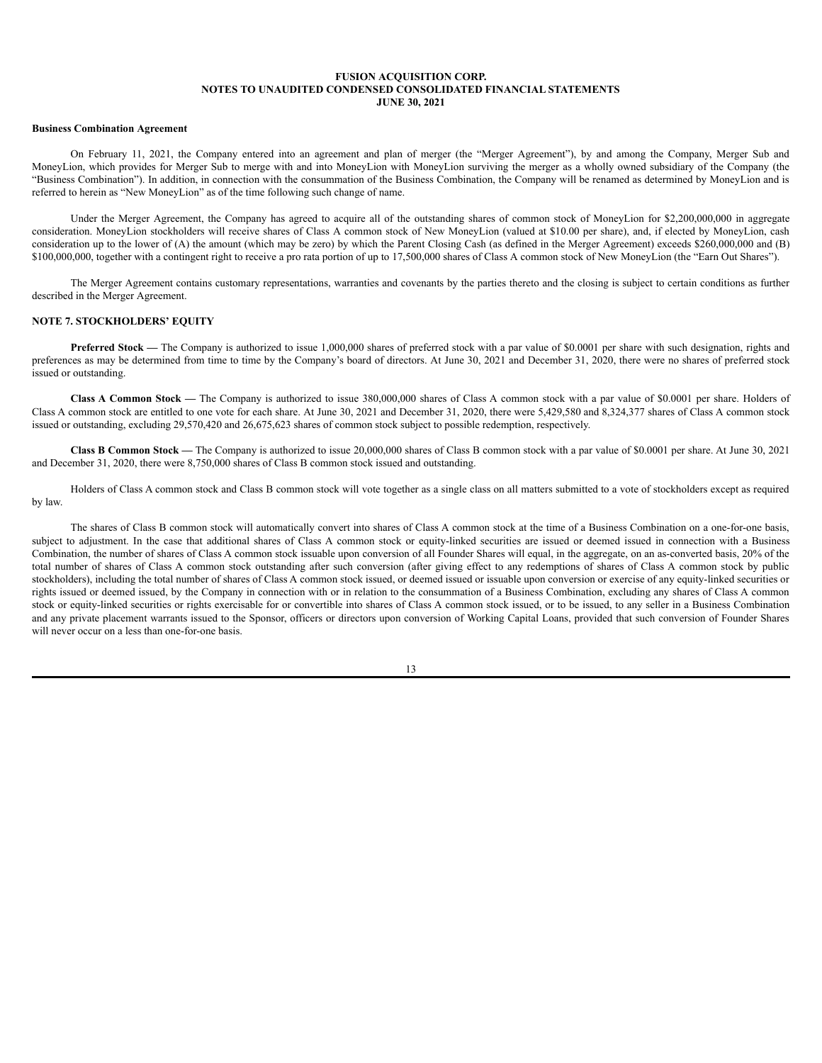**Business Combination Agreement**

On February 11, 2021, the Company entered into an agreement and plan of merger (the "Merger Agreement"), by and among the Company, Merger Sub and MoneyLion, which provides for Merger Sub to merge with and into MoneyLion with MoneyLion surviving the merger as a wholly owned subsidiary of the Company (the "Business Combination"). In addition, in connection with the consummation of the Business Combination, the Company will be renamed as determined by MoneyLion and is referred to herein as "New MoneyLion" as of the time following such change of name.

Under the Merger Agreement, the Company has agreed to acquire all of the outstanding shares of common stock of MoneyLion for $2,200,000,000 in aggregate consideration. MoneyLion stockholders will receive shares of Class A common stock of New MoneyLion (valued at $10.00 per share), and, if elected by MoneyLion, cash consideration up to the lower of (A) the amount (which may be zero) by which the Parent Closing Cash (as defined in the Merger Agreement) exceeds $260,000,000 and (B) $100,000,000, together with a contingent right to receive a pro rata portion of up to 17,500,000 shares of Class A common stock of New MoneyLion (the "Earn Out Shares").

The Merger Agreement contains customary representations, warranties and covenants by the parties thereto and the closing is subject to certain conditions as further described in the Merger Agreement.

## NOTE 7. STOCKHOLDERS' EQUITY

**Preferred Stock —** The Company is authorized to issue 1,000,000 shares of preferred stock with a par value of $0.0001 per share with such designation, rights and preferences as may be determined from time to time by the Company's board of directors. At June 30, 2021 and December 31, 2020, there were no shares of preferred stock issued or outstanding.

**Class A Common Stock —** The Company is authorized to issue 380,000,000 shares of Class A common stock with a par value of $0.0001 per share. Holders of Class A common stock are entitled to one vote for each share. At June 30, 2021 and December 31, 2020, there were 5,429,580 and 8,324,377 shares of Class A common stock issued or outstanding, excluding 29,570,420 and 26,675,623 shares of common stock subject to possible redemption, respectively.

**Class B Common Stock —** The Company is authorized to issue 20,000,000 shares of Class B common stock with a par value of $0.0001 per share. At June 30, 2021 and December 31, 2020, there were 8,750,000 shares of Class B common stock issued and outstanding.

Holders of Class A common stock and Class B common stock will vote together as a single class on all matters submitted to a vote of stockholders except as required by law.

The shares of Class B common stock will automatically convert into shares of Class A common stock at the time of a Business Combination on a one-for-one basis, subject to adjustment. In the case that additional shares of Class A common stock or equity-linked securities are issued or deemed issued in connection with a Business Combination, the number of shares of Class A common stock issuable upon conversion of all Founder Shares will equal, in the aggregate, on an as-converted basis, 20% of the total number of shares of Class A common stock outstanding after such conversion (after giving effect to any redemptions of shares of Class A common stock by public stockholders), including the total number of shares of Class A common stock issued, or deemed issued or issuable upon conversion or exercise of any equity-linked securities or rights issued or deemed issued, by the Company in connection with or in relation to the consummation of a Business Combination, excluding any shares of Class A common stock or equity-linked securities or rights exercisable for or convertible into shares of Class A common stock issued, or to be issued, to any seller in a Business Combination and any private placement warrants issued to the Sponsor, officers or directors upon conversion of Working Capital Loans, provided that such conversion of Founder Shares will never occur on a less than one-for-one basis.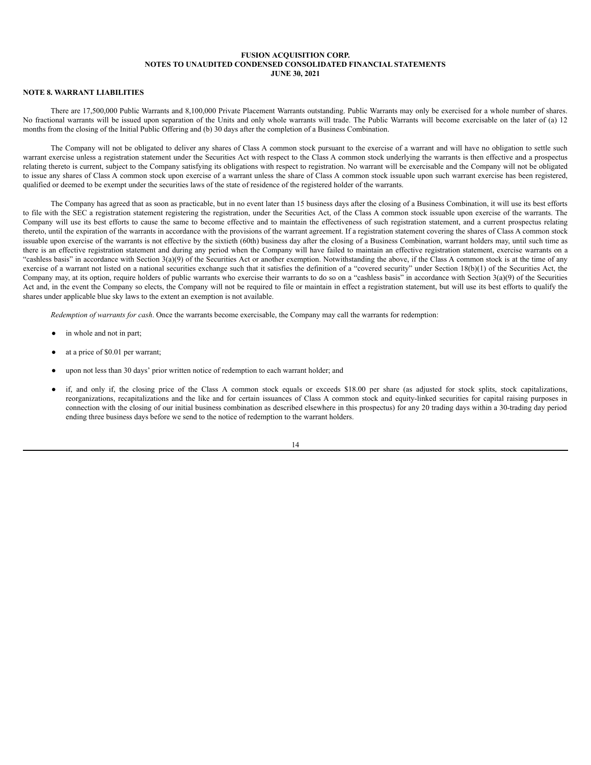# FUSION ACQUISITION CORP.
## NOTES TO UNAUDITED CONDENSED CONSOLIDATED FINANCIAL STATEMENTS
## JUNE 30, 2021

### NOTE 8. WARRANT LIABILITIES

There are 17,500,000 Public Warrants and 8,100,000 Private Placement Warrants outstanding. Public Warrants may only be exercised for a whole number of shares. No fractional warrants will be issued upon separation of the Units and only whole warrants will trade. The Public Warrants will become exercisable on the later of (a) 12 months from the closing of the Initial Public Offering and (b) 30 days after the completion of a Business Combination.

The Company will not be obligated to deliver any shares of Class A common stock pursuant to the exercise of a warrant and will have no obligation to settle such warrant exercise unless a registration statement under the Securities Act with respect to the Class A common stock underlying the warrants is then effective and a prospectus relating thereto is current, subject to the Company satisfying its obligations with respect to registration. No warrant will be exercisable and the Company will not be obligated to issue any shares of Class A common stock upon exercise of a warrant unless the share of Class A common stock issuable upon such warrant exercise has been registered, qualified or deemed to be exempt under the securities laws of the state of residence of the registered holder of the warrants.

The Company has agreed that as soon as practicable, but in no event later than 15 business days after the closing of a Business Combination, it will use its best efforts to file with the SEC a registration statement registering the registration, under the Securities Act, of the Class A common stock issuable upon exercise of the warrants. The Company will use its best efforts to cause the same to become effective and to maintain the effectiveness of such registration statement, and a current prospectus relating thereto, until the expiration of the warrants in accordance with the provisions of the warrant agreement. If a registration statement covering the shares of Class A common stock issuable upon exercise of the warrants is not effective by the sixtieth (60th) business day after the closing of a Business Combination, warrant holders may, until such time as there is an effective registration statement and during any period when the Company will have failed to maintain an effective registration statement, exercise warrants on a "cashless basis" in accordance with Section 3(a)(9) of the Securities Act or another exemption. Notwithstanding the above, if the Class A common stock is at the time of any exercise of a warrant not listed on a national securities exchange such that it satisfies the definition of a "covered security" under Section 18(b)(1) of the Securities Act, the Company may, at its option, require holders of public warrants who exercise their warrants to do so on a "cashless basis" in accordance with Section 3(a)(9) of the Securities Act and, in the event the Company so elects, the Company will not be required to file or maintain in effect a registration statement, but will use its best efforts to qualify the shares under applicable blue sky laws to the extent an exemption is not available.

*Redemption of warrants for cash*. Once the warrants become exercisable, the Company may call the warrants for redemption:

- in whole and not in part;
- at a price of $0.01 per warrant;
- upon not less than 30 days' prior written notice of redemption to each warrant holder; and
- if, and only if, the closing price of the Class A common stock equals or exceeds $18.00 per share (as adjusted for stock splits, stock capitalizations, reorganizations, recapitalizations and the like and for certain issuances of Class A common stock and equity-linked securities for capital raising purposes in connection with the closing of our initial business combination as described elsewhere in this prospectus) for any 20 trading days within a 30-trading day period ending three business days before we send to the notice of redemption to the warrant holders.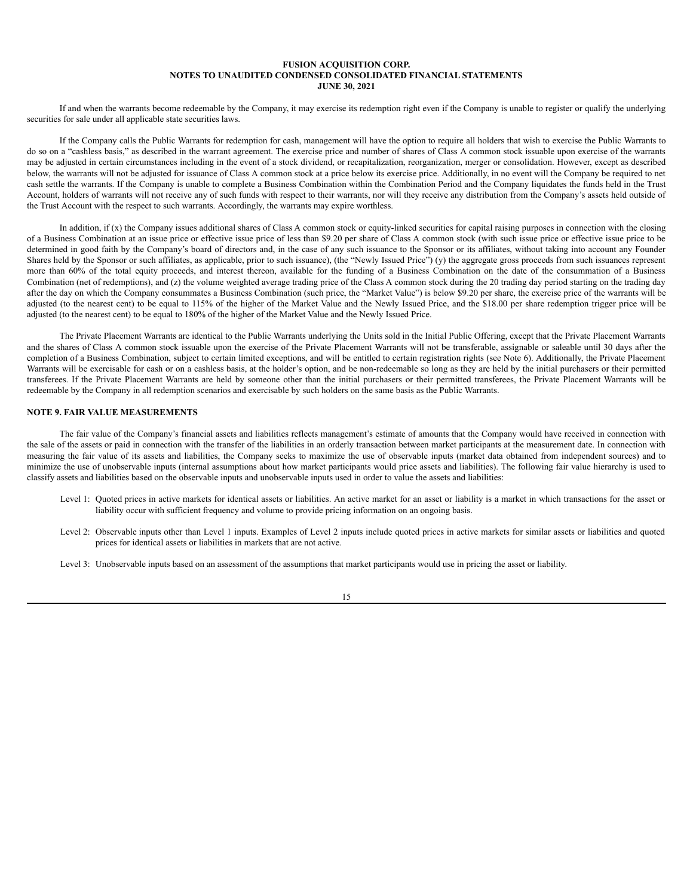If and when the warrants become redeemable by the Company, it may exercise its redemption right even if the Company is unable to register or qualify the underlying securities for sale under all applicable state securities laws.

If the Company calls the Public Warrants for redemption for cash, management will have the option to require all holders that wish to exercise the Public Warrants to do so on a "cashless basis," as described in the warrant agreement. The exercise price and number of shares of Class A common stock issuable upon exercise of the warrants may be adjusted in certain circumstances including in the event of a stock dividend, or recapitalization, reorganization, merger or consolidation. However, except as described below, the warrants will not be adjusted for issuance of Class A common stock at a price below its exercise price. Additionally, in no event will the Company be required to net cash settle the warrants. If the Company is unable to complete a Business Combination within the Combination Period and the Company liquidates the funds held in the Trust Account, holders of warrants will not receive any of such funds with respect to their warrants, nor will they receive any distribution from the Company's assets held outside of the Trust Account with the respect to such warrants. Accordingly, the warrants may expire worthless.

In addition, if (x) the Company issues additional shares of Class A common stock or equity-linked securities for capital raising purposes in connection with the closing of a Business Combination at an issue price or effective issue price of less than $9.20 per share of Class A common stock (with such issue price or effective issue price to be determined in good faith by the Company's board of directors and, in the case of any such issuance to the Sponsor or its affiliates, without taking into account any Founder Shares held by the Sponsor or such affiliates, as applicable, prior to such issuance), (the "Newly Issued Price") (y) the aggregate gross proceeds from such issuances represent more than 60% of the total equity proceeds, and interest thereon, available for the funding of a Business Combination on the date of the consummation of a Business Combination (net of redemptions), and (z) the volume weighted average trading price of the Class A common stock during the 20 trading day period starting on the trading day after the day on which the Company consummates a Business Combination (such price, the "Market Value") is below $9.20 per share, the exercise price of the warrants will be adjusted (to the nearest cent) to be equal to 115% of the higher of the Market Value and the Newly Issued Price, and the $18.00 per share redemption trigger price will be adjusted (to the nearest cent) to be equal to 180% of the higher of the Market Value and the Newly Issued Price.

The Private Placement Warrants are identical to the Public Warrants underlying the Units sold in the Initial Public Offering, except that the Private Placement Warrants and the shares of Class A common stock issuable upon the exercise of the Private Placement Warrants will not be transferable, assignable or saleable until 30 days after the completion of a Business Combination, subject to certain limited exceptions, and will be entitled to certain registration rights (see Note 6). Additionally, the Private Placement Warrants will be exercisable for cash or on a cashless basis, at the holder's option, and be non-redeemable so long as they are held by the initial purchasers or their permitted transferees. If the Private Placement Warrants are held by someone other than the initial purchasers or their permitted transferees, the Private Placement Warrants will be redeemable by the Company in all redemption scenarios and exercisable by such holders on the same basis as the Public Warrants.

## NOTE 9. FAIR VALUE MEASUREMENTS

The fair value of the Company's financial assets and liabilities reflects management's estimate of amounts that the Company would have received in connection with the sale of the assets or paid in connection with the transfer of the liabilities in an orderly transaction between market participants at the measurement date. In connection with measuring the fair value of its assets and liabilities, the Company seeks to maximize the use of observable inputs (market data obtained from independent sources) and to minimize the use of unobservable inputs (internal assumptions about how market participants would price assets and liabilities). The following fair value hierarchy is used to classify assets and liabilities based on the observable inputs and unobservable inputs used in order to value the assets and liabilities:

- Level 1: Quoted prices in active markets for identical assets or liabilities. An active market for an asset or liability is a market in which transactions for the asset or liability occur with sufficient frequency and volume to provide pricing information on an ongoing basis.

- Level 2: Observable inputs other than Level 1 inputs. Examples of Level 2 inputs include quoted prices in active markets for similar assets or liabilities and quoted prices for identical assets or liabilities in markets that are not active.

- Level 3: Unobservable inputs based on an assessment of the assumptions that market participants would use in pricing the asset or liability.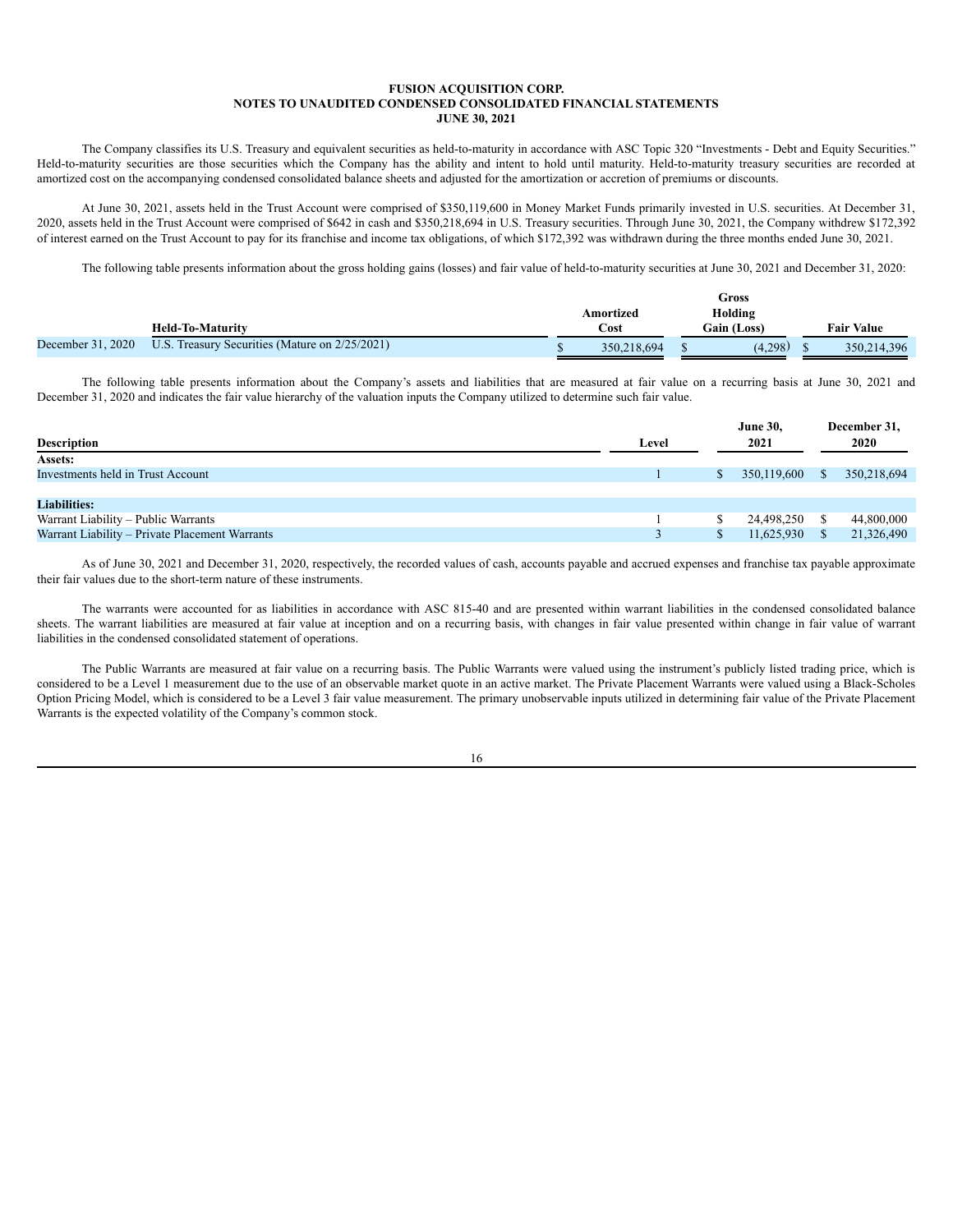**FUSION ACQUISITION CORP.**
**NOTES TO UNAUDITED CONDENSED CONSOLIDATED FINANCIAL STATEMENTS**
**JUNE 30, 2021**

The Company classifies its U.S. Treasury and equivalent securities as held-to-maturity in accordance with ASC Topic 320 "Investments - Debt and Equity Securities." Held-to-maturity securities are those securities which the Company has the ability and intent to hold until maturity. Held-to-maturity treasury securities are recorded at amortized cost on the accompanying condensed consolidated balance sheets and adjusted for the amortization or accretion of premiums or discounts.

At June 30, 2021, assets held in the Trust Account were comprised of $350,119,600 in Money Market Funds primarily invested in U.S. securities. At December 31, 2020, assets held in the Trust Account were comprised of $642 in cash and $350,218,694 in U.S. Treasury securities. Through June 30, 2021, the Company withdrew $172,392 of interest earned on the Trust Account to pay for its franchise and income tax obligations, of which $172,392 was withdrawn during the three months ended June 30, 2021.

The following table presents information about the gross holding gains (losses) and fair value of held-to-maturity securities at June 30, 2021 and December 31, 2020:

| | Held-To-Maturity | Amortized Cost | Gross Holding Gain (Loss) | Fair Value |
|---|---|---|---|---|
| December 31, 2020 | U.S. Treasury Securities (Mature on 2/25/2021) | $ 350,218,694 | $ (4,298) | $ 350,214,396 |

The following table presents information about the Company's assets and liabilities that are measured at fair value on a recurring basis at June 30, 2021 and December 31, 2020 and indicates the fair value hierarchy of the valuation inputs the Company utilized to determine such fair value.

| Description | Level | June 30, 2021 | December 31, 2020 |
|---|---|---|---|
| **Assets:** | | | |
| Investments held in Trust Account | 1 | $ 350,119,600 | $ 350,218,694 |
| | | | |
| **Liabilities:** | | | |
| Warrant Liability – Public Warrants | 1 | $ 24,498,250 | $ 44,800,000 |
| Warrant Liability – Private Placement Warrants | 3 | $ 11,625,930 | $ 21,326,490 |

As of June 30, 2021 and December 31, 2020, respectively, the recorded values of cash, accounts payable and accrued expenses and franchise tax payable approximate their fair values due to the short-term nature of these instruments.

The warrants were accounted for as liabilities in accordance with ASC 815-40 and are presented within warrant liabilities in the condensed consolidated balance sheets. The warrant liabilities are measured at fair value at inception and on a recurring basis, with changes in fair value presented within change in fair value of warrant liabilities in the condensed consolidated statement of operations.

The Public Warrants are measured at fair value on a recurring basis. The Public Warrants were valued using the instrument's publicly listed trading price, which is considered to be a Level 1 measurement due to the use of an observable market quote in an active market. The Private Placement Warrants were valued using a Black-Scholes Option Pricing Model, which is considered to be a Level 3 fair value measurement. The primary unobservable inputs utilized in determining fair value of the Private Placement Warrants is the expected volatility of the Company's common stock.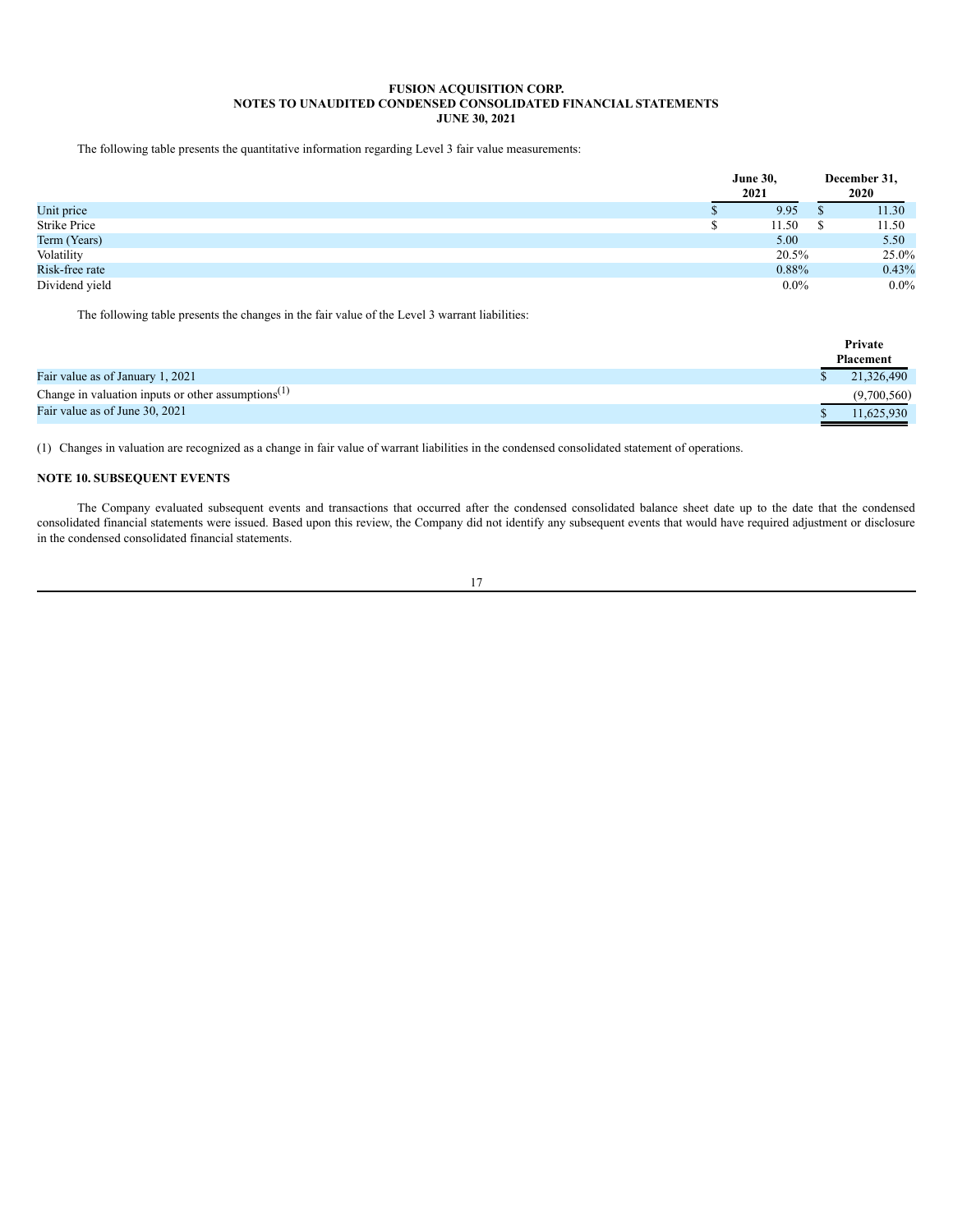**FUSION ACQUISITION CORP.**
**NOTES TO UNAUDITED CONDENSED CONSOLIDATED FINANCIAL STATEMENTS**
**JUNE 30, 2021**

The following table presents the quantitative information regarding Level 3 fair value measurements:

| | June 30, 2021 | December 31, 2020 |
|---|---|---|
| Unit price | $ 9.95 | $ 11.30 |
| Strike Price | $ 11.50 | $ 11.50 |
| Term (Years) | 5.00 | 5.50 |
| Volatility | 20.5% | 25.0% |
| Risk-free rate | 0.88% | 0.43% |
| Dividend yield | 0.0% | 0.0% |

The following table presents the changes in the fair value of the Level 3 warrant liabilities:

| | Private Placement |
|---|---|
| Fair value as of January 1, 2021 | $ 21,326,490 |
| Change in valuation inputs or other assumptions(1) | (9,700,560) |
| Fair value as of June 30, 2021 | $ 11,625,930 |

(1) Changes in valuation are recognized as a change in fair value of warrant liabilities in the condensed consolidated statement of operations.

**NOTE 10. SUBSEQUENT EVENTS**

The Company evaluated subsequent events and transactions that occurred after the condensed consolidated balance sheet date up to the date that the condensed consolidated financial statements were issued. Based upon this review, the Company did not identify any subsequent events that would have required adjustment or disclosure in the condensed consolidated financial statements.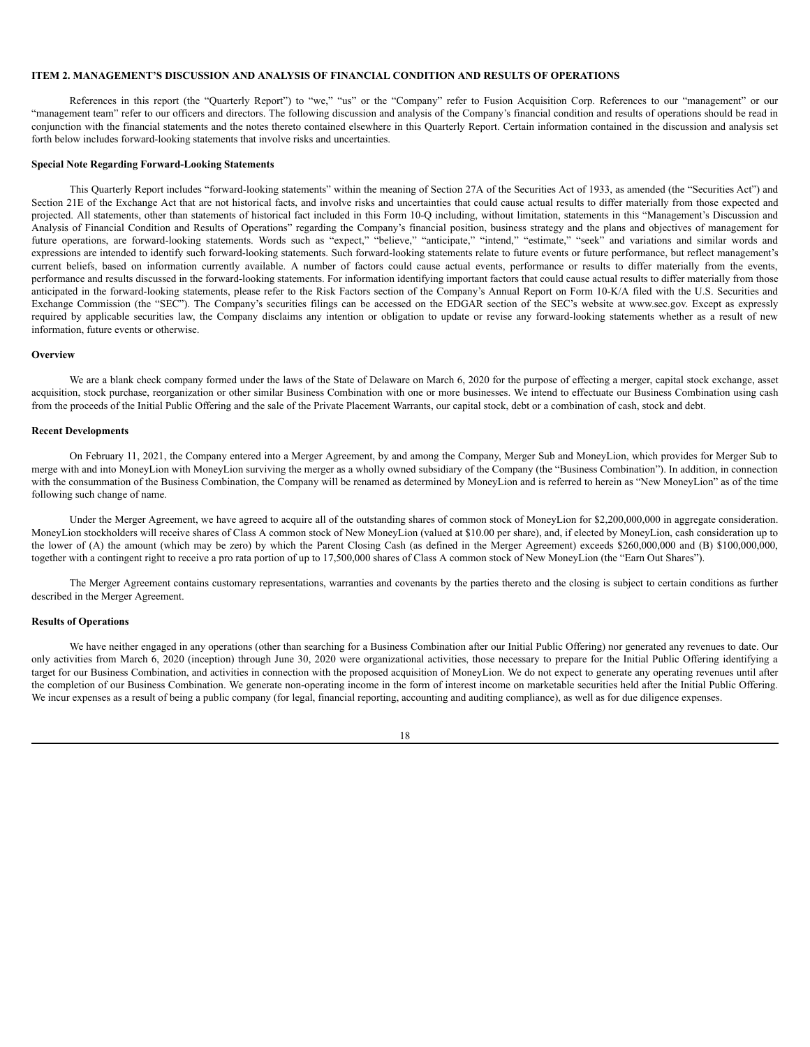## ITEM 2. MANAGEMENT'S DISCUSSION AND ANALYSIS OF FINANCIAL CONDITION AND RESULTS OF OPERATIONS

References in this report (the "Quarterly Report") to "we," "us" or the "Company" refer to Fusion Acquisition Corp. References to our "management" or our "management team" refer to our officers and directors. The following discussion and analysis of the Company's financial condition and results of operations should be read in conjunction with the financial statements and the notes thereto contained elsewhere in this Quarterly Report. Certain information contained in the discussion and analysis set forth below includes forward-looking statements that involve risks and uncertainties.

### Special Note Regarding Forward-Looking Statements

This Quarterly Report includes "forward-looking statements" within the meaning of Section 27A of the Securities Act of 1933, as amended (the "Securities Act") and Section 21E of the Exchange Act that are not historical facts, and involve risks and uncertainties that could cause actual results to differ materially from those expected and projected. All statements, other than statements of historical fact included in this Form 10-Q including, without limitation, statements in this "Management's Discussion and Analysis of Financial Condition and Results of Operations" regarding the Company's financial position, business strategy and the plans and objectives of management for future operations, are forward-looking statements. Words such as "expect," "believe," "anticipate," "intend," "estimate," "seek" and variations and similar words and expressions are intended to identify such forward-looking statements. Such forward-looking statements relate to future events or future performance, but reflect management's current beliefs, based on information currently available. A number of factors could cause actual events, performance or results to differ materially from the events, performance and results discussed in the forward-looking statements. For information identifying important factors that could cause actual results to differ materially from those anticipated in the forward-looking statements, please refer to the Risk Factors section of the Company's Annual Report on Form 10-K/A filed with the U.S. Securities and Exchange Commission (the "SEC"). The Company's securities filings can be accessed on the EDGAR section of the SEC's website at www.sec.gov. Except as expressly required by applicable securities law, the Company disclaims any intention or obligation to update or revise any forward-looking statements whether as a result of new information, future events or otherwise.

### Overview

We are a blank check company formed under the laws of the State of Delaware on March 6, 2020 for the purpose of effecting a merger, capital stock exchange, asset acquisition, stock purchase, reorganization or other similar Business Combination with one or more businesses. We intend to effectuate our Business Combination using cash from the proceeds of the Initial Public Offering and the sale of the Private Placement Warrants, our capital stock, debt or a combination of cash, stock and debt.

### Recent Developments

On February 11, 2021, the Company entered into a Merger Agreement, by and among the Company, Merger Sub and MoneyLion, which provides for Merger Sub to merge with and into MoneyLion with MoneyLion surviving the merger as a wholly owned subsidiary of the Company (the "Business Combination"). In addition, in connection with the consummation of the Business Combination, the Company will be renamed as determined by MoneyLion and is referred to herein as "New MoneyLion" as of the time following such change of name.

Under the Merger Agreement, we have agreed to acquire all of the outstanding shares of common stock of MoneyLion for $2,200,000,000 in aggregate consideration. MoneyLion stockholders will receive shares of Class A common stock of New MoneyLion (valued at $10.00 per share), and, if elected by MoneyLion, cash consideration up to the lower of (A) the amount (which may be zero) by which the Parent Closing Cash (as defined in the Merger Agreement) exceeds $260,000,000 and (B) $100,000,000, together with a contingent right to receive a pro rata portion of up to 17,500,000 shares of Class A common stock of New MoneyLion (the "Earn Out Shares").

The Merger Agreement contains customary representations, warranties and covenants by the parties thereto and the closing is subject to certain conditions as further described in the Merger Agreement.

### Results of Operations

We have neither engaged in any operations (other than searching for a Business Combination after our Initial Public Offering) nor generated any revenues to date. Our only activities from March 6, 2020 (inception) through June 30, 2020 were organizational activities, those necessary to prepare for the Initial Public Offering identifying a target for our Business Combination, and activities in connection with the proposed acquisition of MoneyLion. We do not expect to generate any operating revenues until after the completion of our Business Combination. We generate non-operating income in the form of interest income on marketable securities held after the Initial Public Offering. We incur expenses as a result of being a public company (for legal, financial reporting, accounting and auditing compliance), as well as for due diligence expenses.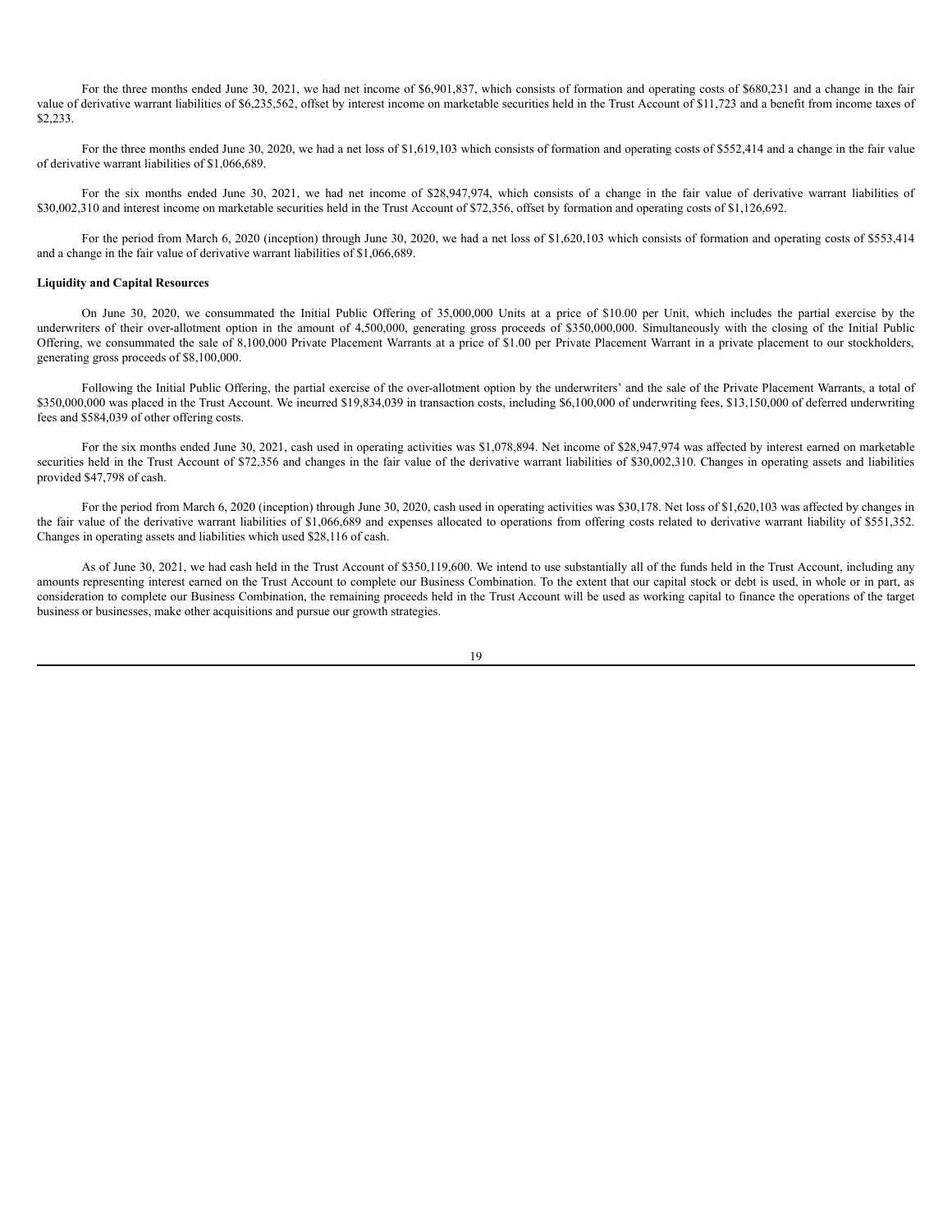For the three months ended June 30, 2021, we had net income of $6,901,837, which consists of formation and operating costs of $680,231 and a change in the fair value of derivative warrant liabilities of $6,235,562, offset by interest income on marketable securities held in the Trust Account of $11,723 and a benefit from income taxes of $2,233.

For the three months ended June 30, 2020, we had a net loss of $1,619,103 which consists of formation and operating costs of $552,414 and a change in the fair value of derivative warrant liabilities of $1,066,689.

For the six months ended June 30, 2021, we had net income of $28,947,974, which consists of a change in the fair value of derivative warrant liabilities of $30,002,310 and interest income on marketable securities held in the Trust Account of $72,356, offset by formation and operating costs of $1,126,692.

For the period from March 6, 2020 (inception) through June 30, 2020, we had a net loss of $1,620,103 which consists of formation and operating costs of $553,414 and a change in the fair value of derivative warrant liabilities of $1,066,689.

**Liquidity and Capital Resources**

On June 30, 2020, we consummated the Initial Public Offering of 35,000,000 Units at a price of $10.00 per Unit, which includes the partial exercise by the underwriters of their over-allotment option in the amount of 4,500,000, generating gross proceeds of $350,000,000. Simultaneously with the closing of the Initial Public Offering, we consummated the sale of 8,100,000 Private Placement Warrants at a price of $1.00 per Private Placement Warrant in a private placement to our stockholders, generating gross proceeds of $8,100,000.

Following the Initial Public Offering, the partial exercise of the over-allotment option by the underwriters' and the sale of the Private Placement Warrants, a total of $350,000,000 was placed in the Trust Account. We incurred $19,834,039 in transaction costs, including $6,100,000 of underwriting fees, $13,150,000 of deferred underwriting fees and $584,039 of other offering costs.

For the six months ended June 30, 2021, cash used in operating activities was $1,078,894. Net income of $28,947,974 was affected by interest earned on marketable securities held in the Trust Account of $72,356 and changes in the fair value of the derivative warrant liabilities of $30,002,310. Changes in operating assets and liabilities provided $47,798 of cash.

For the period from March 6, 2020 (inception) through June 30, 2020, cash used in operating activities was $30,178. Net loss of $1,620,103 was affected by changes in the fair value of the derivative warrant liabilities of $1,066,689 and expenses allocated to operations from offering costs related to derivative warrant liability of $551,352. Changes in operating assets and liabilities which used $28,116 of cash.

As of June 30, 2021, we had cash held in the Trust Account of $350,119,600. We intend to use substantially all of the funds held in the Trust Account, including any amounts representing interest earned on the Trust Account to complete our Business Combination. To the extent that our capital stock or debt is used, in whole or in part, as consideration to complete our Business Combination, the remaining proceeds held in the Trust Account will be used as working capital to finance the operations of the target business or businesses, make other acquisitions and pursue our growth strategies.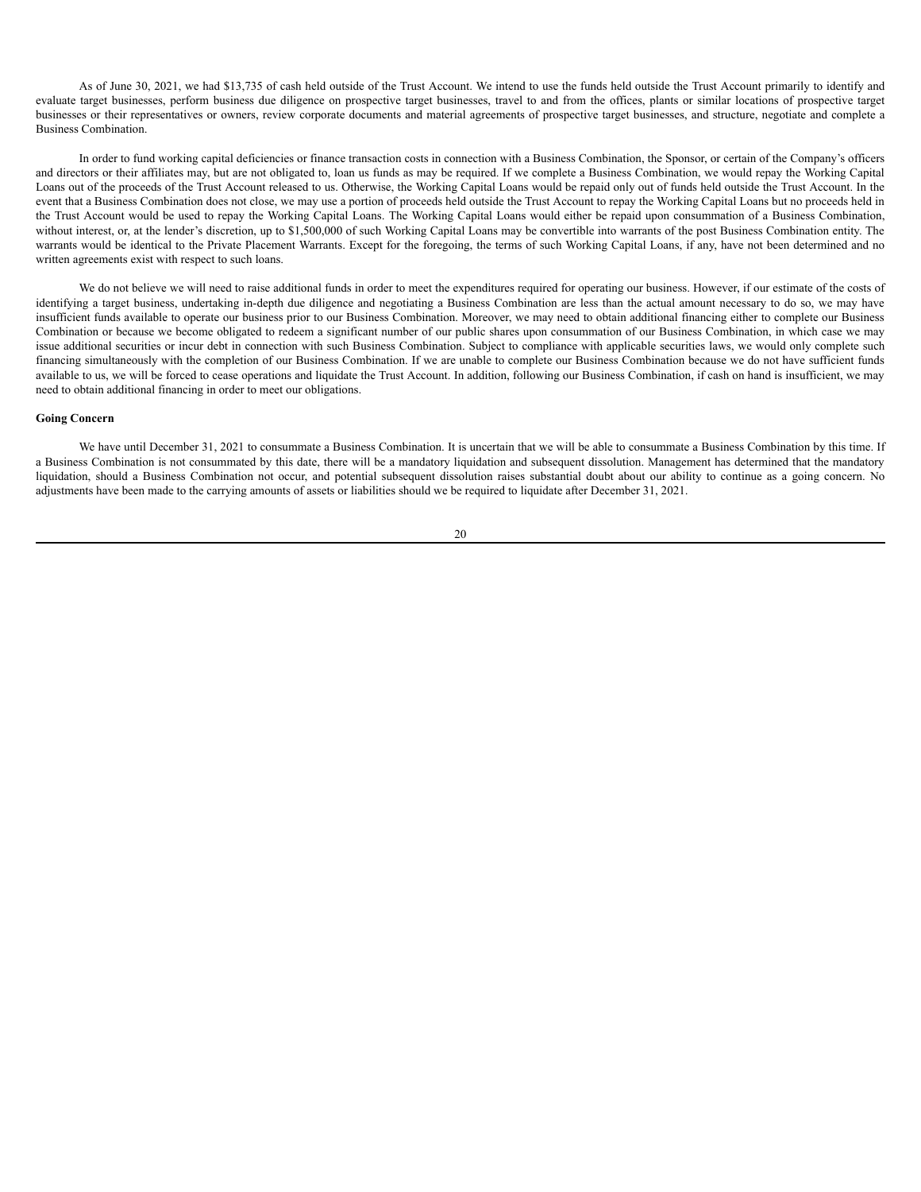As of June 30, 2021, we had $13,735 of cash held outside of the Trust Account. We intend to use the funds held outside the Trust Account primarily to identify and evaluate target businesses, perform business due diligence on prospective target businesses, travel to and from the offices, plants or similar locations of prospective target businesses or their representatives or owners, review corporate documents and material agreements of prospective target businesses, and structure, negotiate and complete a Business Combination.

In order to fund working capital deficiencies or finance transaction costs in connection with a Business Combination, the Sponsor, or certain of the Company's officers and directors or their affiliates may, but are not obligated to, loan us funds as may be required. If we complete a Business Combination, we would repay the Working Capital Loans out of the proceeds of the Trust Account released to us. Otherwise, the Working Capital Loans would be repaid only out of funds held outside the Trust Account. In the event that a Business Combination does not close, we may use a portion of proceeds held outside the Trust Account to repay the Working Capital Loans but no proceeds held in the Trust Account would be used to repay the Working Capital Loans. The Working Capital Loans would either be repaid upon consummation of a Business Combination, without interest, or, at the lender's discretion, up to $1,500,000 of such Working Capital Loans may be convertible into warrants of the post Business Combination entity. The warrants would be identical to the Private Placement Warrants. Except for the foregoing, the terms of such Working Capital Loans, if any, have not been determined and no written agreements exist with respect to such loans.

We do not believe we will need to raise additional funds in order to meet the expenditures required for operating our business. However, if our estimate of the costs of identifying a target business, undertaking in-depth due diligence and negotiating a Business Combination are less than the actual amount necessary to do so, we may have insufficient funds available to operate our business prior to our Business Combination. Moreover, we may need to obtain additional financing either to complete our Business Combination or because we become obligated to redeem a significant number of our public shares upon consummation of our Business Combination, in which case we may issue additional securities or incur debt in connection with such Business Combination. Subject to compliance with applicable securities laws, we would only complete such financing simultaneously with the completion of our Business Combination. If we are unable to complete our Business Combination because we do not have sufficient funds available to us, we will be forced to cease operations and liquidate the Trust Account. In addition, following our Business Combination, if cash on hand is insufficient, we may need to obtain additional financing in order to meet our obligations.

**Going Concern**

We have until December 31, 2021 to consummate a Business Combination. It is uncertain that we will be able to consummate a Business Combination by this time. If a Business Combination is not consummated by this date, there will be a mandatory liquidation and subsequent dissolution. Management has determined that the mandatory liquidation, should a Business Combination not occur, and potential subsequent dissolution raises substantial doubt about our ability to continue as a going concern. No adjustments have been made to the carrying amounts of assets or liabilities should we be required to liquidate after December 31, 2021.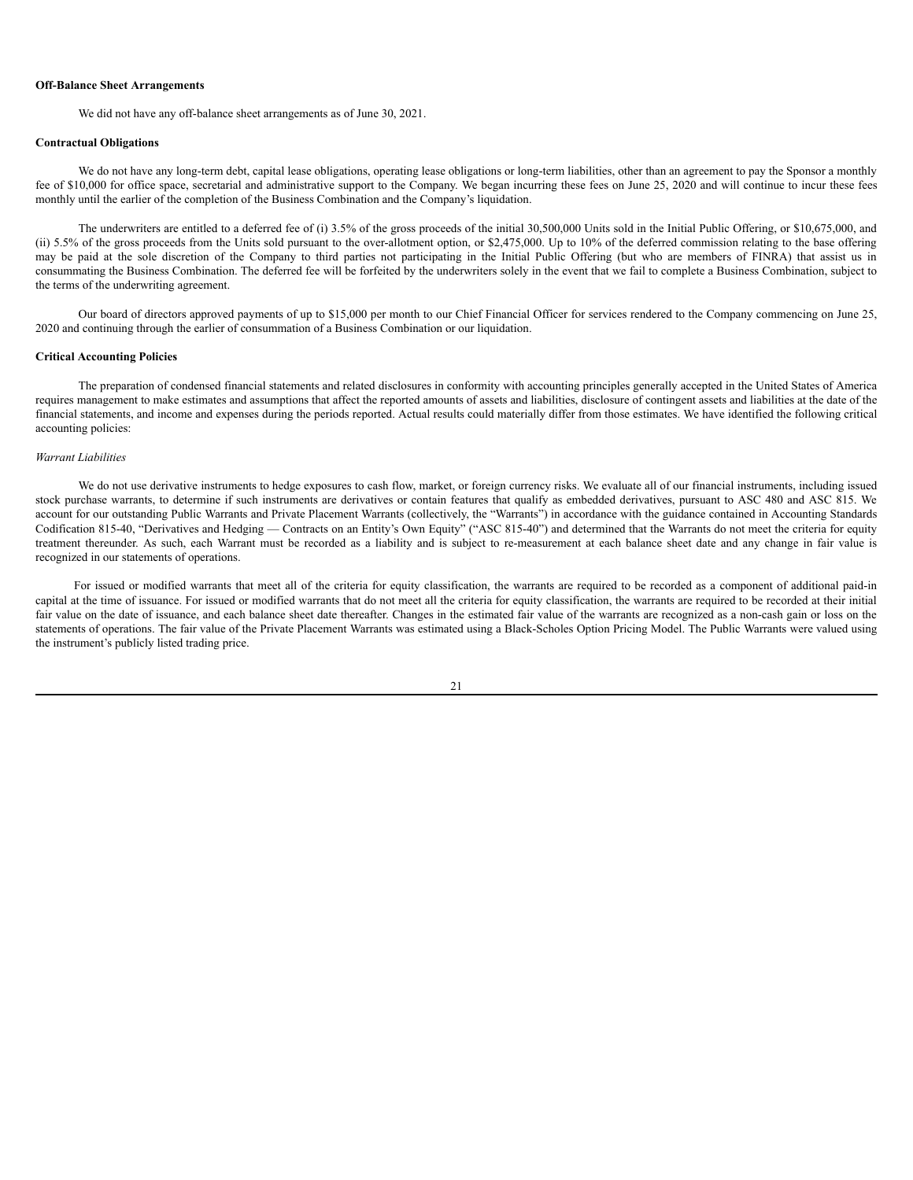**Off-Balance Sheet Arrangements**

We did not have any off-balance sheet arrangements as of June 30, 2021.

**Contractual Obligations**

We do not have any long-term debt, capital lease obligations, operating lease obligations or long-term liabilities, other than an agreement to pay the Sponsor a monthly fee of $10,000 for office space, secretarial and administrative support to the Company. We began incurring these fees on June 25, 2020 and will continue to incur these fees monthly until the earlier of the completion of the Business Combination and the Company's liquidation.

The underwriters are entitled to a deferred fee of (i) 3.5% of the gross proceeds of the initial 30,500,000 Units sold in the Initial Public Offering, or $10,675,000, and (ii) 5.5% of the gross proceeds from the Units sold pursuant to the over-allotment option, or $2,475,000. Up to 10% of the deferred commission relating to the base offering may be paid at the sole discretion of the Company to third parties not participating in the Initial Public Offering (but who are members of FINRA) that assist us in consummating the Business Combination. The deferred fee will be forfeited by the underwriters solely in the event that we fail to complete a Business Combination, subject to the terms of the underwriting agreement.

Our board of directors approved payments of up to $15,000 per month to our Chief Financial Officer for services rendered to the Company commencing on June 25, 2020 and continuing through the earlier of consummation of a Business Combination or our liquidation.

**Critical Accounting Policies**

The preparation of condensed financial statements and related disclosures in conformity with accounting principles generally accepted in the United States of America requires management to make estimates and assumptions that affect the reported amounts of assets and liabilities, disclosure of contingent assets and liabilities at the date of the financial statements, and income and expenses during the periods reported. Actual results could materially differ from those estimates. We have identified the following critical accounting policies:

*Warrant Liabilities*

We do not use derivative instruments to hedge exposures to cash flow, market, or foreign currency risks. We evaluate all of our financial instruments, including issued stock purchase warrants, to determine if such instruments are derivatives or contain features that qualify as embedded derivatives, pursuant to ASC 480 and ASC 815. We account for our outstanding Public Warrants and Private Placement Warrants (collectively, the "Warrants") in accordance with the guidance contained in Accounting Standards Codification 815-40, "Derivatives and Hedging — Contracts on an Entity's Own Equity" ("ASC 815-40") and determined that the Warrants do not meet the criteria for equity treatment thereunder. As such, each Warrant must be recorded as a liability and is subject to re-measurement at each balance sheet date and any change in fair value is recognized in our statements of operations.

For issued or modified warrants that meet all of the criteria for equity classification, the warrants are required to be recorded as a component of additional paid-in capital at the time of issuance. For issued or modified warrants that do not meet all the criteria for equity classification, the warrants are required to be recorded at their initial fair value on the date of issuance, and each balance sheet date thereafter. Changes in the estimated fair value of the warrants are recognized as a non-cash gain or loss on the statements of operations. The fair value of the Private Placement Warrants was estimated using a Black-Scholes Option Pricing Model. The Public Warrants were valued using the instrument's publicly listed trading price.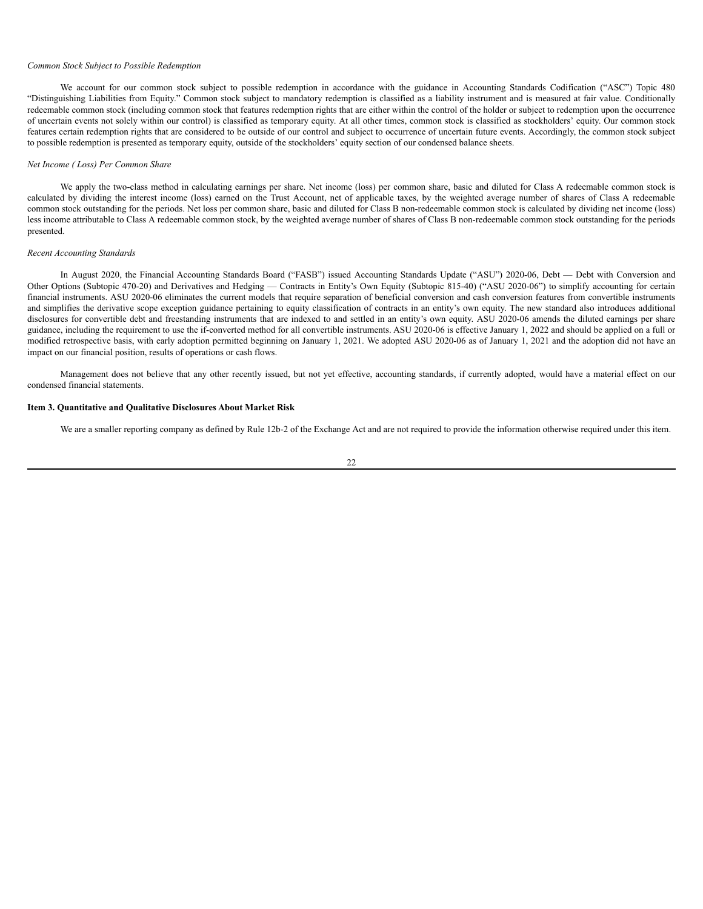*Common Stock Subject to Possible Redemption*

We account for our common stock subject to possible redemption in accordance with the guidance in Accounting Standards Codification ("ASC") Topic 480 "Distinguishing Liabilities from Equity." Common stock subject to mandatory redemption is classified as a liability instrument and is measured at fair value. Conditionally redeemable common stock (including common stock that features redemption rights that are either within the control of the holder or subject to redemption upon the occurrence of uncertain events not solely within our control) is classified as temporary equity. At all other times, common stock is classified as stockholders' equity. Our common stock features certain redemption rights that are considered to be outside of our control and subject to occurrence of uncertain future events. Accordingly, the common stock subject to possible redemption is presented as temporary equity, outside of the stockholders' equity section of our condensed balance sheets.

*Net Income ( Loss) Per Common Share*

We apply the two-class method in calculating earnings per share. Net income (loss) per common share, basic and diluted for Class A redeemable common stock is calculated by dividing the interest income (loss) earned on the Trust Account, net of applicable taxes, by the weighted average number of shares of Class A redeemable common stock outstanding for the periods. Net loss per common share, basic and diluted for Class B non-redeemable common stock is calculated by dividing net income (loss) less income attributable to Class A redeemable common stock, by the weighted average number of shares of Class B non-redeemable common stock outstanding for the periods presented.

*Recent Accounting Standards*

In August 2020, the Financial Accounting Standards Board ("FASB") issued Accounting Standards Update ("ASU") 2020-06, Debt — Debt with Conversion and Other Options (Subtopic 470-20) and Derivatives and Hedging — Contracts in Entity's Own Equity (Subtopic 815-40) ("ASU 2020-06") to simplify accounting for certain financial instruments. ASU 2020-06 eliminates the current models that require separation of beneficial conversion and cash conversion features from convertible instruments and simplifies the derivative scope exception guidance pertaining to equity classification of contracts in an entity's own equity. The new standard also introduces additional disclosures for convertible debt and freestanding instruments that are indexed to and settled in an entity's own equity. ASU 2020-06 amends the diluted earnings per share guidance, including the requirement to use the if-converted method for all convertible instruments. ASU 2020-06 is effective January 1, 2022 and should be applied on a full or modified retrospective basis, with early adoption permitted beginning on January 1, 2021. We adopted ASU 2020-06 as of January 1, 2021 and the adoption did not have an impact on our financial position, results of operations or cash flows.

Management does not believe that any other recently issued, but not yet effective, accounting standards, if currently adopted, would have a material effect on our condensed financial statements.

**Item 3. Quantitative and Qualitative Disclosures About Market Risk**

We are a smaller reporting company as defined by Rule 12b-2 of the Exchange Act and are not required to provide the information otherwise required under this item.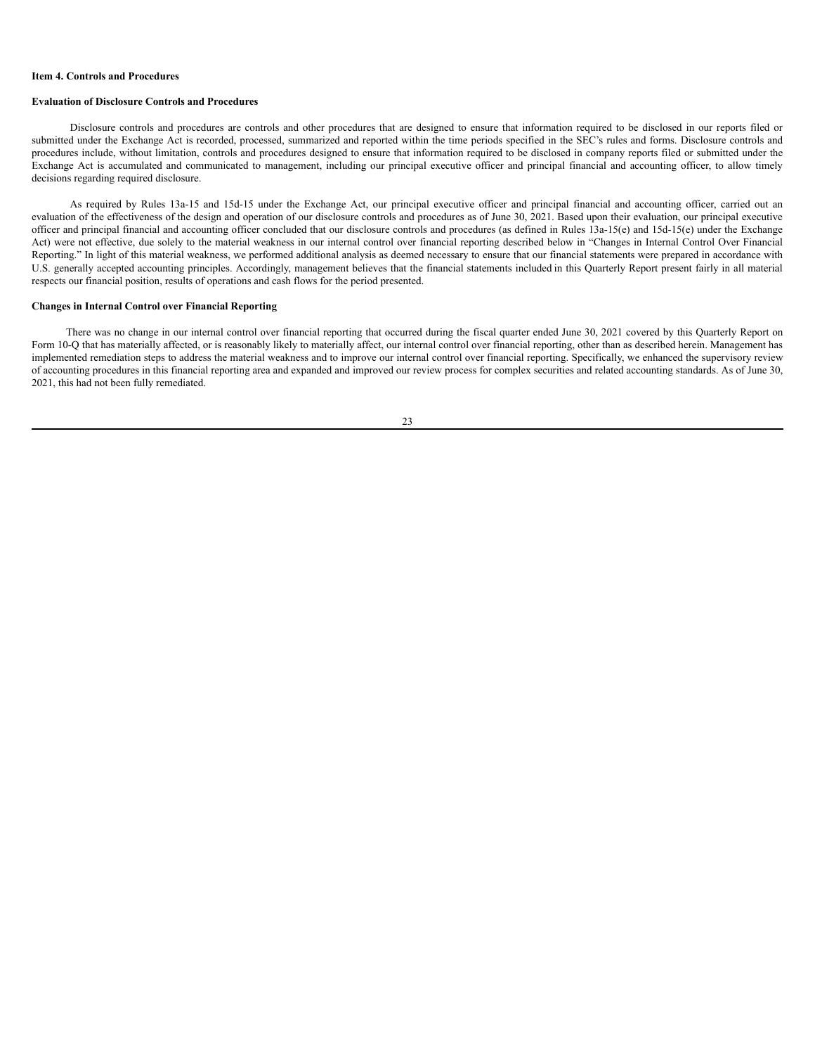**Item 4. Controls and Procedures**

**Evaluation of Disclosure Controls and Procedures**

Disclosure controls and procedures are controls and other procedures that are designed to ensure that information required to be disclosed in our reports filed or submitted under the Exchange Act is recorded, processed, summarized and reported within the time periods specified in the SEC's rules and forms. Disclosure controls and procedures include, without limitation, controls and procedures designed to ensure that information required to be disclosed in company reports filed or submitted under the Exchange Act is accumulated and communicated to management, including our principal executive officer and principal financial and accounting officer, to allow timely decisions regarding required disclosure.

As required by Rules 13a-15 and 15d-15 under the Exchange Act, our principal executive officer and principal financial and accounting officer, carried out an evaluation of the effectiveness of the design and operation of our disclosure controls and procedures as of June 30, 2021. Based upon their evaluation, our principal executive officer and principal financial and accounting officer concluded that our disclosure controls and procedures (as defined in Rules 13a-15(e) and 15d-15(e) under the Exchange Act) were not effective, due solely to the material weakness in our internal control over financial reporting described below in "Changes in Internal Control Over Financial Reporting." In light of this material weakness, we performed additional analysis as deemed necessary to ensure that our financial statements were prepared in accordance with U.S. generally accepted accounting principles. Accordingly, management believes that the financial statements included in this Quarterly Report present fairly in all material respects our financial position, results of operations and cash flows for the period presented.

**Changes in Internal Control over Financial Reporting**

There was no change in our internal control over financial reporting that occurred during the fiscal quarter ended June 30, 2021 covered by this Quarterly Report on Form 10-Q that has materially affected, or is reasonably likely to materially affect, our internal control over financial reporting, other than as described herein. Management has implemented remediation steps to address the material weakness and to improve our internal control over financial reporting. Specifically, we enhanced the supervisory review of accounting procedures in this financial reporting area and expanded and improved our review process for complex securities and related accounting standards. As of June 30, 2021, this had not been fully remediated.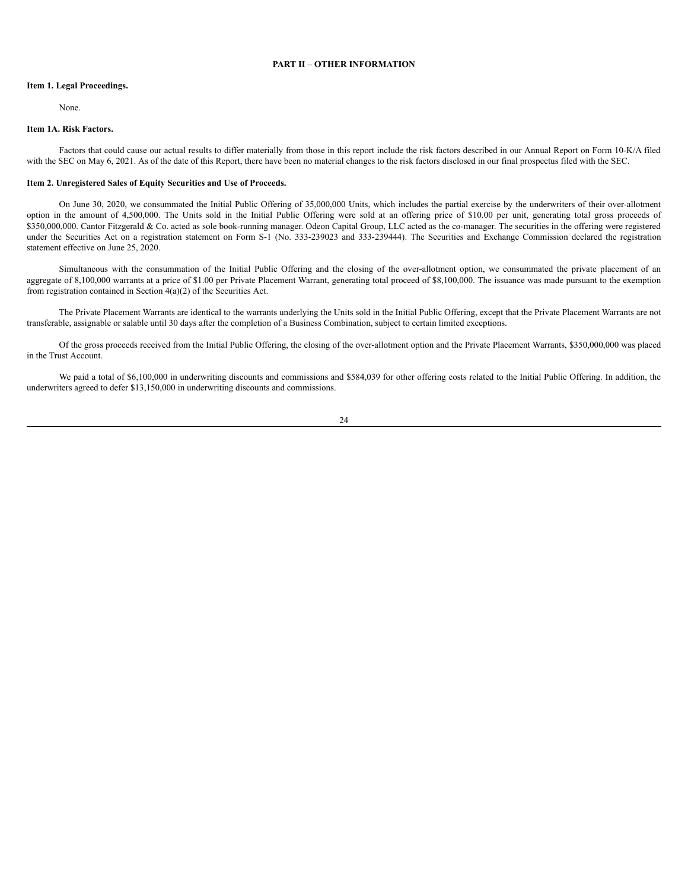# PART II – OTHER INFORMATION

### Item 1. Legal Proceedings.

None.

### Item 1A. Risk Factors.

Factors that could cause our actual results to differ materially from those in this report include the risk factors described in our Annual Report on Form 10-K/A filed with the SEC on May 6, 2021. As of the date of this Report, there have been no material changes to the risk factors disclosed in our final prospectus filed with the SEC.

### Item 2. Unregistered Sales of Equity Securities and Use of Proceeds.

On June 30, 2020, we consummated the Initial Public Offering of 35,000,000 Units, which includes the partial exercise by the underwriters of their over-allotment option in the amount of 4,500,000. The Units sold in the Initial Public Offering were sold at an offering price of $10.00 per unit, generating total gross proceeds of $350,000,000. Cantor Fitzgerald & Co. acted as sole book-running manager. Odeon Capital Group, LLC acted as the co-manager. The securities in the offering were registered under the Securities Act on a registration statement on Form S-1 (No. 333-239023 and 333-239444). The Securities and Exchange Commission declared the registration statement effective on June 25, 2020.

Simultaneous with the consummation of the Initial Public Offering and the closing of the over-allotment option, we consummated the private placement of an aggregate of 8,100,000 warrants at a price of $1.00 per Private Placement Warrant, generating total proceed of $8,100,000. The issuance was made pursuant to the exemption from registration contained in Section 4(a)(2) of the Securities Act.

The Private Placement Warrants are identical to the warrants underlying the Units sold in the Initial Public Offering, except that the Private Placement Warrants are not transferable, assignable or salable until 30 days after the completion of a Business Combination, subject to certain limited exceptions.

Of the gross proceeds received from the Initial Public Offering, the closing of the over-allotment option and the Private Placement Warrants, $350,000,000 was placed in the Trust Account.

We paid a total of $6,100,000 in underwriting discounts and commissions and $584,039 for other offering costs related to the Initial Public Offering. In addition, the underwriters agreed to defer $13,150,000 in underwriting discounts and commissions.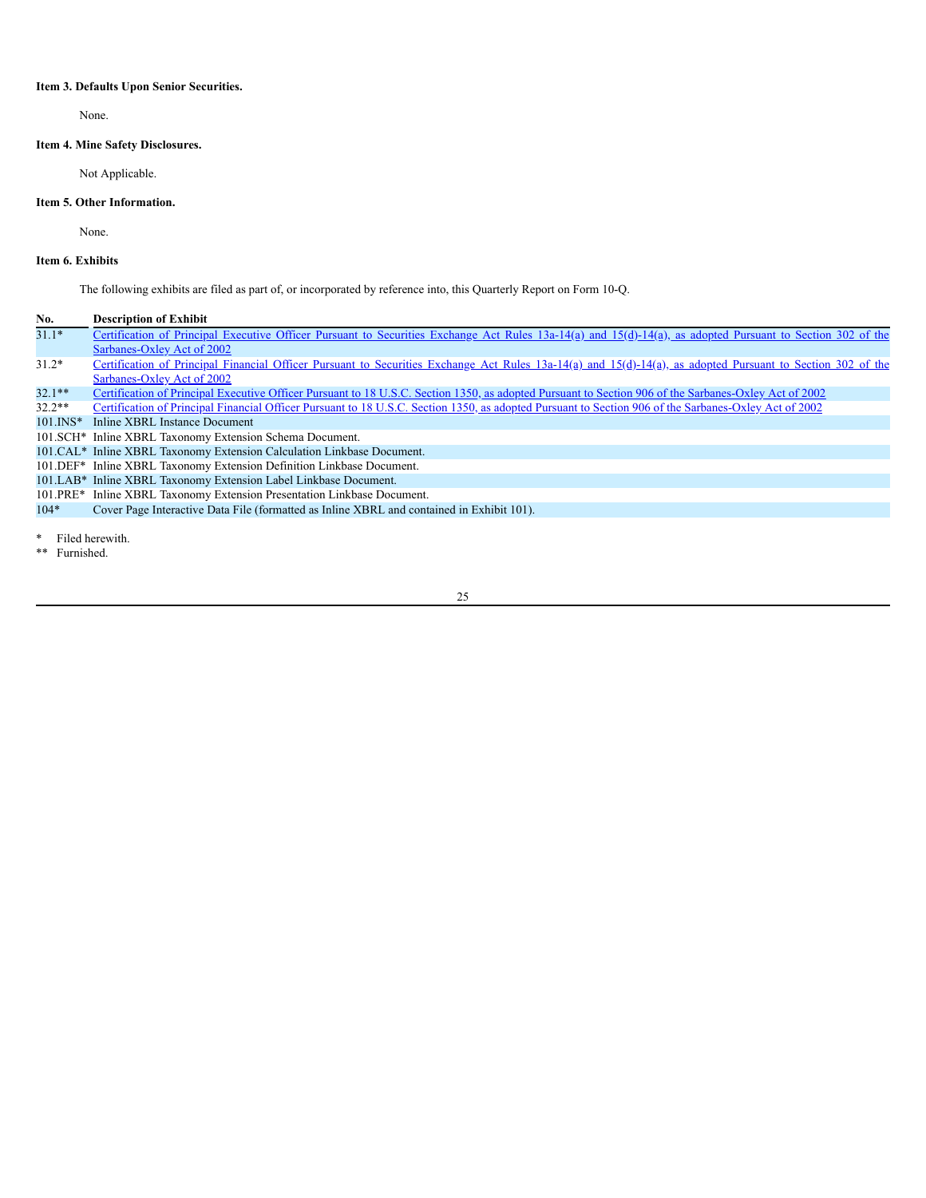**Item 3. Defaults Upon Senior Securities.**

None.

**Item 4. Mine Safety Disclosures.**

Not Applicable.

**Item 5. Other Information.**

None.

**Item 6. Exhibits**

The following exhibits are filed as part of, or incorporated by reference into, this Quarterly Report on Form 10-Q.

| No. | Description of Exhibit |
|---|---|
| 31.1* | Certification of Principal Executive Officer Pursuant to Securities Exchange Act Rules 13a-14(a) and 15(d)-14(a), as adopted Pursuant to Section 302 of the Sarbanes-Oxley Act of 2002 |
| 31.2* | Certification of Principal Financial Officer Pursuant to Securities Exchange Act Rules 13a-14(a) and 15(d)-14(a), as adopted Pursuant to Section 302 of the Sarbanes-Oxley Act of 2002 |
| 32.1** | Certification of Principal Executive Officer Pursuant to 18 U.S.C. Section 1350, as adopted Pursuant to Section 906 of the Sarbanes-Oxley Act of 2002 |
| 32.2** | Certification of Principal Financial Officer Pursuant to 18 U.S.C. Section 1350, as adopted Pursuant to Section 906 of the Sarbanes-Oxley Act of 2002 |
| 101.INS* | Inline XBRL Instance Document |
| 101.SCH* | Inline XBRL Taxonomy Extension Schema Document. |
| 101.CAL* | Inline XBRL Taxonomy Extension Calculation Linkbase Document. |
| 101.DEF* | Inline XBRL Taxonomy Extension Definition Linkbase Document. |
| 101.LAB* | Inline XBRL Taxonomy Extension Label Linkbase Document. |
| 101.PRE* | Inline XBRL Taxonomy Extension Presentation Linkbase Document. |
| 104* | Cover Page Interactive Data File (formatted as Inline XBRL and contained in Exhibit 101). |

\* Filed herewith.

\*\* Furnished.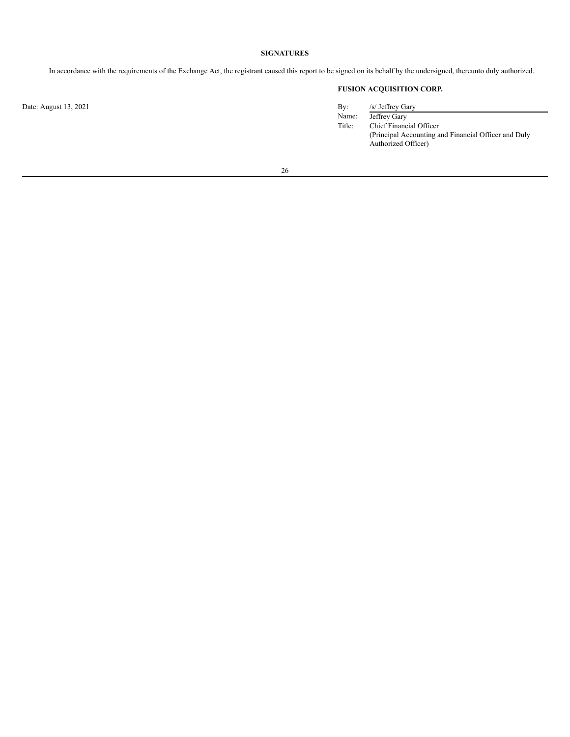## SIGNATURES

In accordance with the requirements of the Exchange Act, the registrant caused this report to be signed on its behalf by the undersigned, thereunto duly authorized.

**FUSION ACQUISITION CORP.**

Date: August 13, 2021

By: /s/ Jeffrey Gary
Name: Jeffrey Gary
Title: Chief Financial Officer
(Principal Accounting and Financial Officer and Duly Authorized Officer)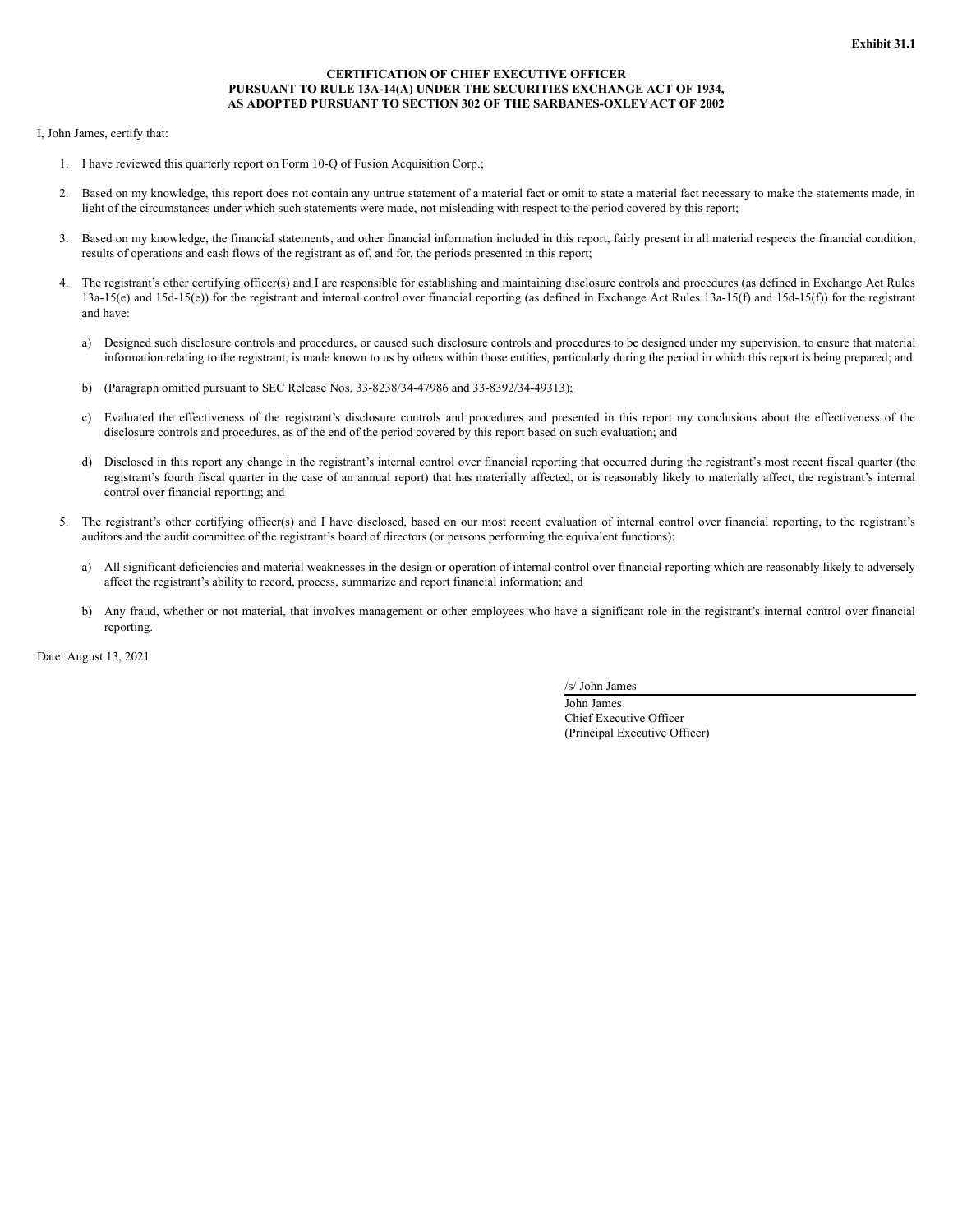**Exhibit 31.1**

**CERTIFICATION OF CHIEF EXECUTIVE OFFICER**
**PURSUANT TO RULE 13A-14(A) UNDER THE SECURITIES EXCHANGE ACT OF 1934,**
**AS ADOPTED PURSUANT TO SECTION 302 OF THE SARBANES-OXLEY ACT OF 2002**

I, John James, certify that:

1. I have reviewed this quarterly report on Form 10-Q of Fusion Acquisition Corp.;

2. Based on my knowledge, this report does not contain any untrue statement of a material fact or omit to state a material fact necessary to make the statements made, in light of the circumstances under which such statements were made, not misleading with respect to the period covered by this report;

3. Based on my knowledge, the financial statements, and other financial information included in this report, fairly present in all material respects the financial condition, results of operations and cash flows of the registrant as of, and for, the periods presented in this report;

4. The registrant's other certifying officer(s) and I are responsible for establishing and maintaining disclosure controls and procedures (as defined in Exchange Act Rules 13a-15(e) and 15d-15(e)) for the registrant and internal control over financial reporting (as defined in Exchange Act Rules 13a-15(f) and 15d-15(f)) for the registrant and have:

   a) Designed such disclosure controls and procedures, or caused such disclosure controls and procedures to be designed under my supervision, to ensure that material information relating to the registrant, is made known to us by others within those entities, particularly during the period in which this report is being prepared; and

   b) (Paragraph omitted pursuant to SEC Release Nos. 33-8238/34-47986 and 33-8392/34-49313);

   c) Evaluated the effectiveness of the registrant's disclosure controls and procedures and presented in this report my conclusions about the effectiveness of the disclosure controls and procedures, as of the end of the period covered by this report based on such evaluation; and

   d) Disclosed in this report any change in the registrant's internal control over financial reporting that occurred during the registrant's most recent fiscal quarter (the registrant's fourth fiscal quarter in the case of an annual report) that has materially affected, or is reasonably likely to materially affect, the registrant's internal control over financial reporting; and

5. The registrant's other certifying officer(s) and I have disclosed, based on our most recent evaluation of internal control over financial reporting, to the registrant's auditors and the audit committee of the registrant's board of directors (or persons performing the equivalent functions):

   a) All significant deficiencies and material weaknesses in the design or operation of internal control over financial reporting which are reasonably likely to adversely affect the registrant's ability to record, process, summarize and report financial information; and

   b) Any fraud, whether or not material, that involves management or other employees who have a significant role in the registrant's internal control over financial reporting.

Date: August 13, 2021

/s/ John James
John James
Chief Executive Officer
(Principal Executive Officer)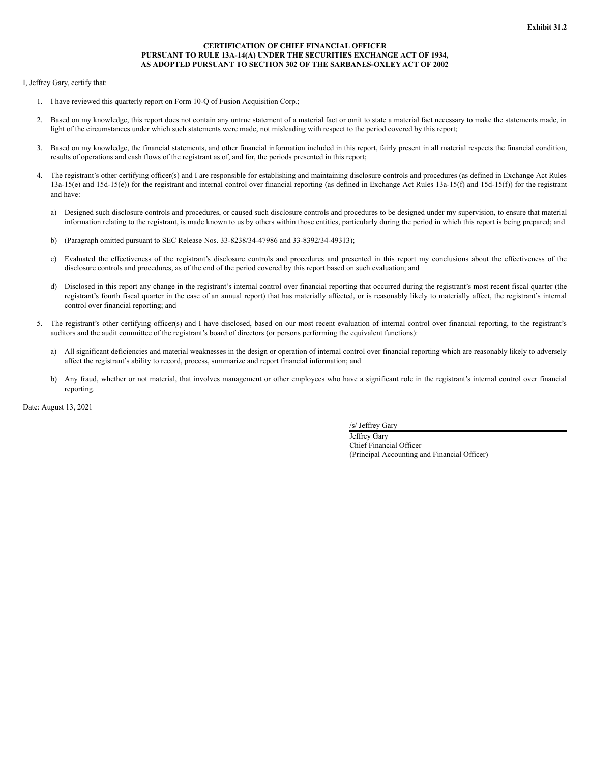**Exhibit 31.2**

**CERTIFICATION OF CHIEF FINANCIAL OFFICER**
**PURSUANT TO RULE 13A-14(A) UNDER THE SECURITIES EXCHANGE ACT OF 1934,**
**AS ADOPTED PURSUANT TO SECTION 302 OF THE SARBANES-OXLEY ACT OF 2002**

I, Jeffrey Gary, certify that:

1. I have reviewed this quarterly report on Form 10-Q of Fusion Acquisition Corp.;

2. Based on my knowledge, this report does not contain any untrue statement of a material fact or omit to state a material fact necessary to make the statements made, in light of the circumstances under which such statements were made, not misleading with respect to the period covered by this report;

3. Based on my knowledge, the financial statements, and other financial information included in this report, fairly present in all material respects the financial condition, results of operations and cash flows of the registrant as of, and for, the periods presented in this report;

4. The registrant's other certifying officer(s) and I are responsible for establishing and maintaining disclosure controls and procedures (as defined in Exchange Act Rules 13a-15(e) and 15d-15(e)) for the registrant and internal control over financial reporting (as defined in Exchange Act Rules 13a-15(f) and 15d-15(f)) for the registrant and have:

   a) Designed such disclosure controls and procedures, or caused such disclosure controls and procedures to be designed under my supervision, to ensure that material information relating to the registrant, is made known to us by others within those entities, particularly during the period in which this report is being prepared; and

   b) (Paragraph omitted pursuant to SEC Release Nos. 33-8238/34-47986 and 33-8392/34-49313);

   c) Evaluated the effectiveness of the registrant's disclosure controls and procedures and presented in this report my conclusions about the effectiveness of the disclosure controls and procedures, as of the end of the period covered by this report based on such evaluation; and

   d) Disclosed in this report any change in the registrant's internal control over financial reporting that occurred during the registrant's most recent fiscal quarter (the registrant's fourth fiscal quarter in the case of an annual report) that has materially affected, or is reasonably likely to materially affect, the registrant's internal control over financial reporting; and

5. The registrant's other certifying officer(s) and I have disclosed, based on our most recent evaluation of internal control over financial reporting, to the registrant's auditors and the audit committee of the registrant's board of directors (or persons performing the equivalent functions):

   a) All significant deficiencies and material weaknesses in the design or operation of internal control over financial reporting which are reasonably likely to adversely affect the registrant's ability to record, process, summarize and report financial information; and

   b) Any fraud, whether or not material, that involves management or other employees who have a significant role in the registrant's internal control over financial reporting.

Date: August 13, 2021

/s/ Jeffrey Gary
Jeffrey Gary
Chief Financial Officer
(Principal Accounting and Financial Officer)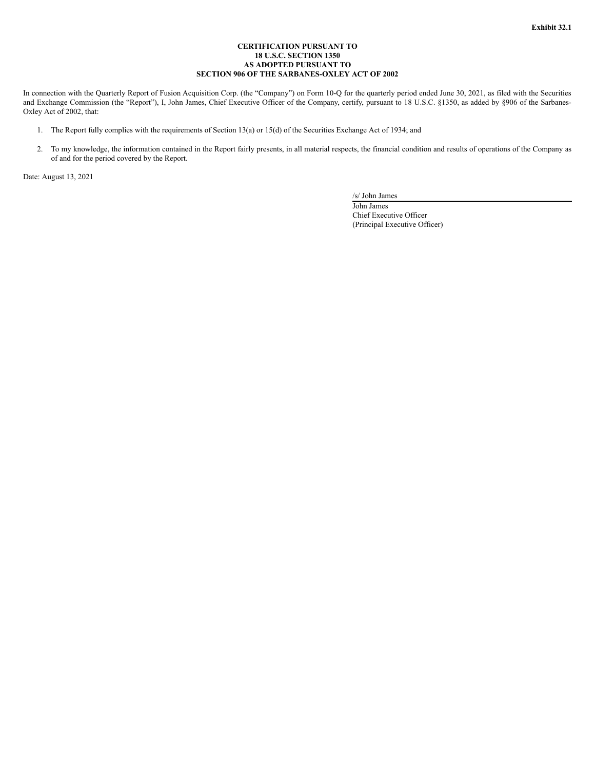**Exhibit 32.1**

**CERTIFICATION PURSUANT TO**
**18 U.S.C. SECTION 1350**
**AS ADOPTED PURSUANT TO**
**SECTION 906 OF THE SARBANES-OXLEY ACT OF 2002**

In connection with the Quarterly Report of Fusion Acquisition Corp. (the "Company") on Form 10-Q for the quarterly period ended June 30, 2021, as filed with the Securities and Exchange Commission (the "Report"), I, John James, Chief Executive Officer of the Company, certify, pursuant to 18 U.S.C. §1350, as added by §906 of the Sarbanes-Oxley Act of 2002, that:

1. The Report fully complies with the requirements of Section 13(a) or 15(d) of the Securities Exchange Act of 1934; and

2. To my knowledge, the information contained in the Report fairly presents, in all material respects, the financial condition and results of operations of the Company as of and for the period covered by the Report.

Date: August 13, 2021

/s/ John James
John James
Chief Executive Officer
(Principal Executive Officer)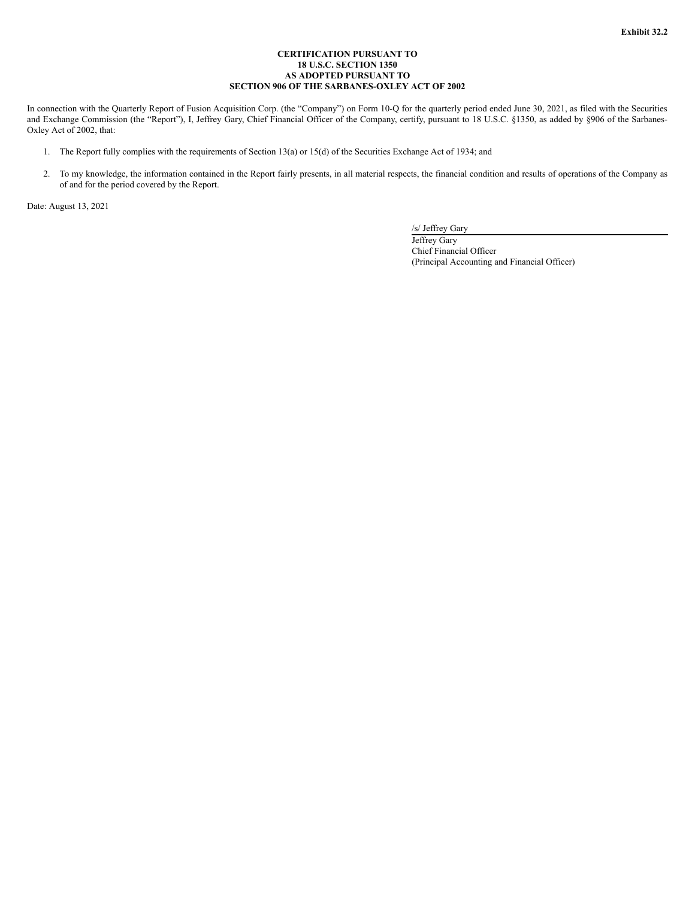**Exhibit 32.2**

**CERTIFICATION PURSUANT TO**
**18 U.S.C. SECTION 1350**
**AS ADOPTED PURSUANT TO**
**SECTION 906 OF THE SARBANES-OXLEY ACT OF 2002**

In connection with the Quarterly Report of Fusion Acquisition Corp. (the "Company") on Form 10-Q for the quarterly period ended June 30, 2021, as filed with the Securities and Exchange Commission (the "Report"), I, Jeffrey Gary, Chief Financial Officer of the Company, certify, pursuant to 18 U.S.C. §1350, as added by §906 of the Sarbanes-Oxley Act of 2002, that:

1. The Report fully complies with the requirements of Section 13(a) or 15(d) of the Securities Exchange Act of 1934; and
2. To my knowledge, the information contained in the Report fairly presents, in all material respects, the financial condition and results of operations of the Company as of and for the period covered by the Report.

Date: August 13, 2021

/s/ Jeffrey Gary
Jeffrey Gary
Chief Financial Officer
(Principal Accounting and Financial Officer)